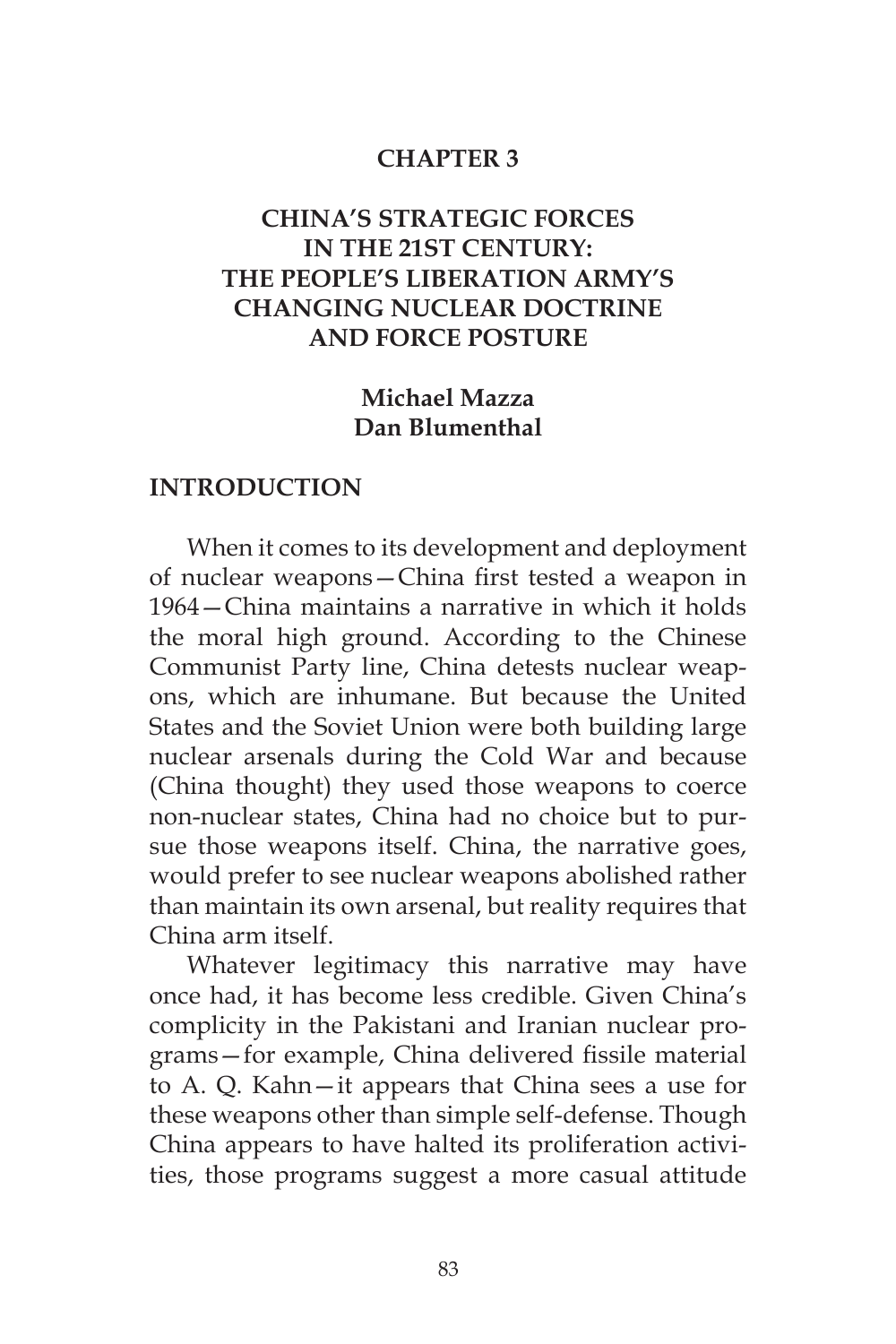# CHAPTER 3

# CHINA'S STRATEGIC FORCES IN THE 21ST CENTURY: THE PEOPLE'S LIBERATION ARMY'S CHANGING NUCLEAR DOCTRINE AND FORCE POSTURE

**Michael Mazza**
**Dan Blumenthal**

## INTRODUCTION

When it comes to its development and deployment of nuclear weapons—China first tested a weapon in 1964—China maintains a narrative in which it holds the moral high ground. According to the Chinese Communist Party line, China detests nuclear weapons, which are inhumane. But because the United States and the Soviet Union were both building large nuclear arsenals during the Cold War and because (China thought) they used those weapons to coerce non-nuclear states, China had no choice but to pursue those weapons itself. China, the narrative goes, would prefer to see nuclear weapons abolished rather than maintain its own arsenal, but reality requires that China arm itself.

Whatever legitimacy this narrative may have once had, it has become less credible. Given China's complicity in the Pakistani and Iranian nuclear programs—for example, China delivered fissile material to A. Q. Kahn—it appears that China sees a use for these weapons other than simple self-defense. Though China appears to have halted its proliferation activities, those programs suggest a more casual attitude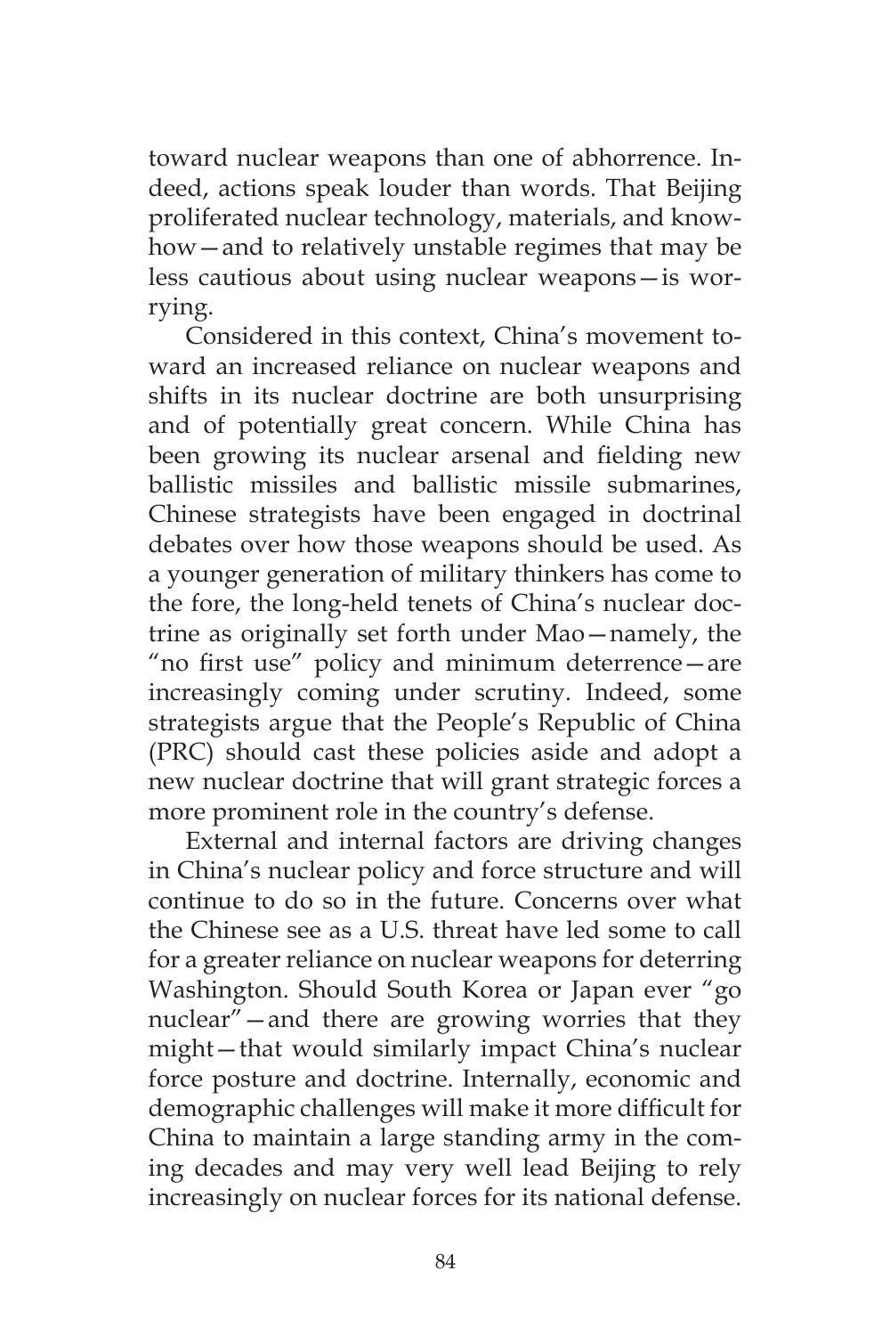toward nuclear weapons than one of abhorrence. Indeed, actions speak louder than words. That Beijing proliferated nuclear technology, materials, and know-how—and to relatively unstable regimes that may be less cautious about using nuclear weapons—is worrying.

Considered in this context, China's movement toward an increased reliance on nuclear weapons and shifts in its nuclear doctrine are both unsurprising and of potentially great concern. While China has been growing its nuclear arsenal and fielding new ballistic missiles and ballistic missile submarines, Chinese strategists have been engaged in doctrinal debates over how those weapons should be used. As a younger generation of military thinkers has come to the fore, the long-held tenets of China's nuclear doctrine as originally set forth under Mao—namely, the "no first use" policy and minimum deterrence—are increasingly coming under scrutiny. Indeed, some strategists argue that the People's Republic of China (PRC) should cast these policies aside and adopt a new nuclear doctrine that will grant strategic forces a more prominent role in the country's defense.

External and internal factors are driving changes in China's nuclear policy and force structure and will continue to do so in the future. Concerns over what the Chinese see as a U.S. threat have led some to call for a greater reliance on nuclear weapons for deterring Washington. Should South Korea or Japan ever "go nuclear"—and there are growing worries that they might—that would similarly impact China's nuclear force posture and doctrine. Internally, economic and demographic challenges will make it more difficult for China to maintain a large standing army in the coming decades and may very well lead Beijing to rely increasingly on nuclear forces for its national defense.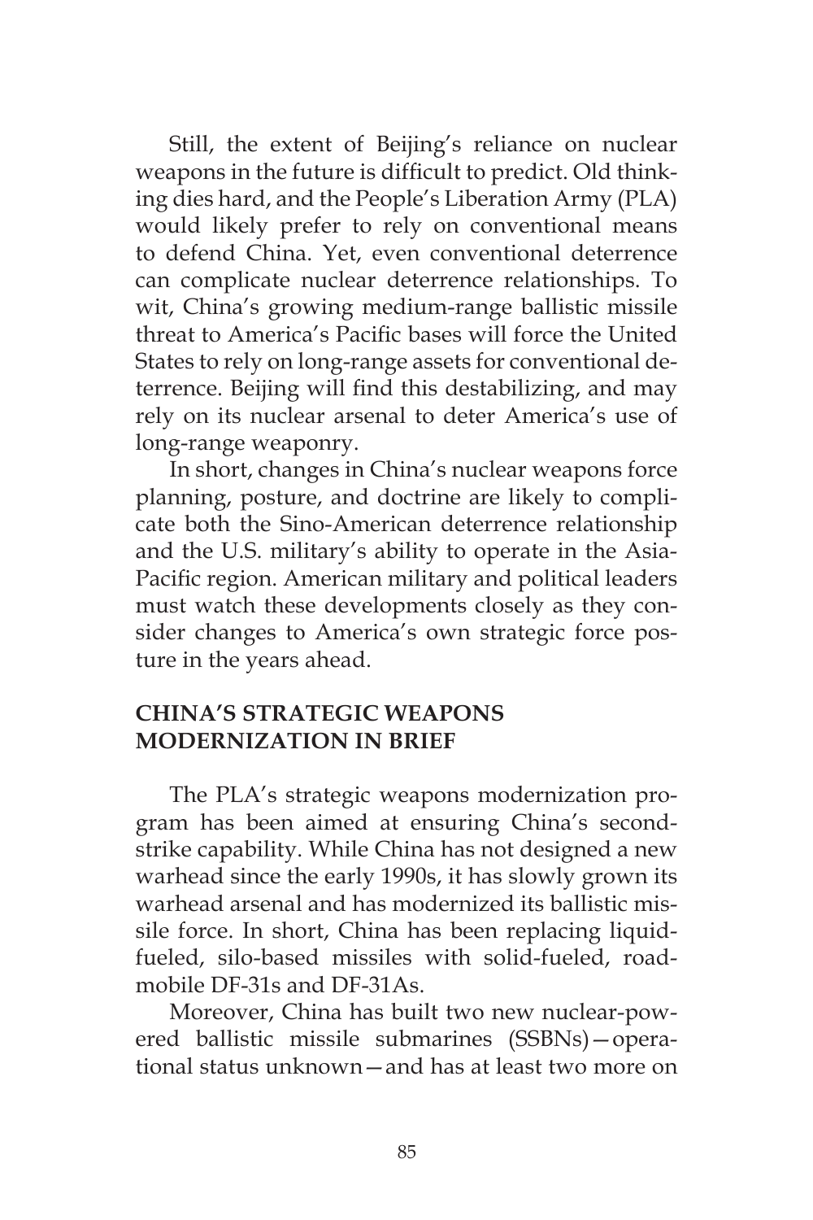Still, the extent of Beijing's reliance on nuclear weapons in the future is difficult to predict. Old thinking dies hard, and the People's Liberation Army (PLA) would likely prefer to rely on conventional means to defend China. Yet, even conventional deterrence can complicate nuclear deterrence relationships. To wit, China's growing medium-range ballistic missile threat to America's Pacific bases will force the United States to rely on long-range assets for conventional deterrence. Beijing will find this destabilizing, and may rely on its nuclear arsenal to deter America's use of long-range weaponry.

In short, changes in China's nuclear weapons force planning, posture, and doctrine are likely to complicate both the Sino-American deterrence relationship and the U.S. military's ability to operate in the Asia-Pacific region. American military and political leaders must watch these developments closely as they consider changes to America's own strategic force posture in the years ahead.

## CHINA'S STRATEGIC WEAPONS MODERNIZATION IN BRIEF

The PLA's strategic weapons modernization program has been aimed at ensuring China's second-strike capability. While China has not designed a new warhead since the early 1990s, it has slowly grown its warhead arsenal and has modernized its ballistic missile force. In short, China has been replacing liquid-fueled, silo-based missiles with solid-fueled, road-mobile DF-31s and DF-31As.

Moreover, China has built two new nuclear-powered ballistic missile submarines (SSBNs)—operational status unknown—and has at least two more on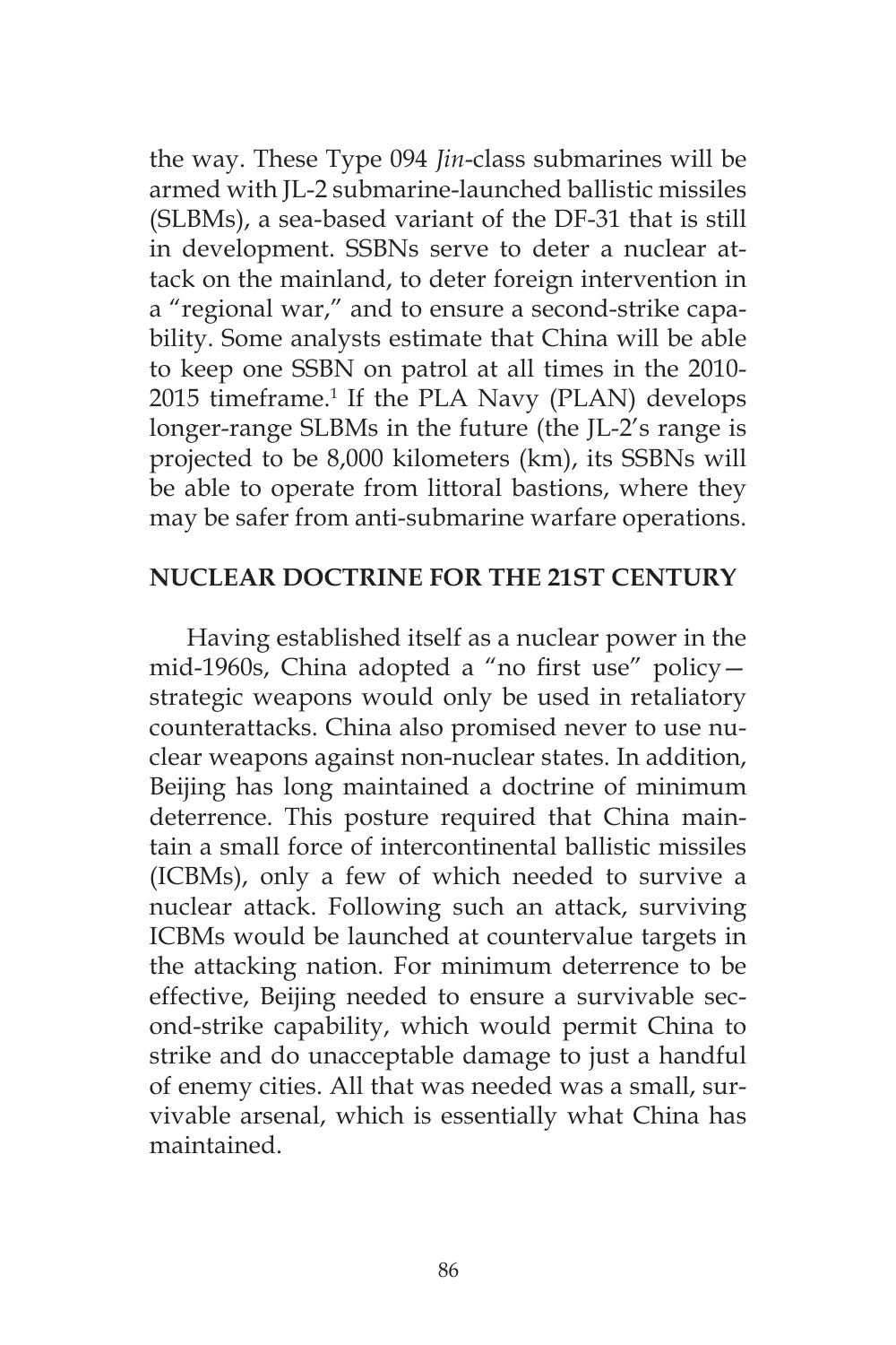the way. These Type 094 *Jin*-class submarines will be armed with JL-2 submarine-launched ballistic missiles (SLBMs), a sea-based variant of the DF-31 that is still in development. SSBNs serve to deter a nuclear attack on the mainland, to deter foreign intervention in a "regional war," and to ensure a second-strike capability. Some analysts estimate that China will be able to keep one SSBN on patrol at all times in the 2010-2015 timeframe.[1] If the PLA Navy (PLAN) develops longer-range SLBMs in the future (the JL-2's range is projected to be 8,000 kilometers (km), its SSBNs will be able to operate from littoral bastions, where they may be safer from anti-submarine warfare operations.

## NUCLEAR DOCTRINE FOR THE 21ST CENTURY

Having established itself as a nuclear power in the mid-1960s, China adopted a "no first use" policy—strategic weapons would only be used in retaliatory counterattacks. China also promised never to use nuclear weapons against non-nuclear states. In addition, Beijing has long maintained a doctrine of minimum deterrence. This posture required that China maintain a small force of intercontinental ballistic missiles (ICBMs), only a few of which needed to survive a nuclear attack. Following such an attack, surviving ICBMs would be launched at countervalue targets in the attacking nation. For minimum deterrence to be effective, Beijing needed to ensure a survivable second-strike capability, which would permit China to strike and do unacceptable damage to just a handful of enemy cities. All that was needed was a small, survivable arsenal, which is essentially what China has maintained.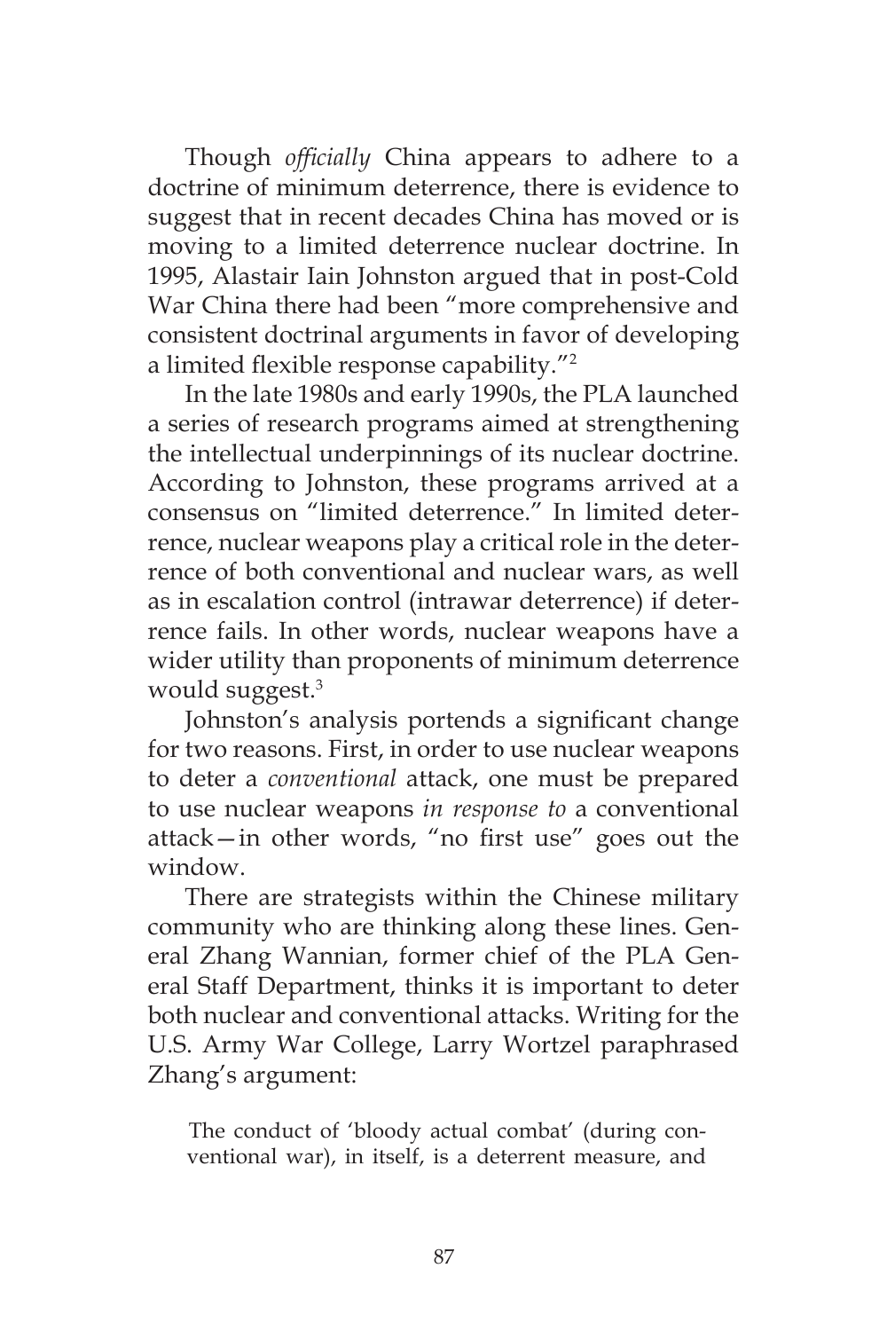Though *officially* China appears to adhere to a doctrine of minimum deterrence, there is evidence to suggest that in recent decades China has moved or is moving to a limited deterrence nuclear doctrine. In 1995, Alastair Iain Johnston argued that in post-Cold War China there had been "more comprehensive and consistent doctrinal arguments in favor of developing a limited flexible response capability."[2]

In the late 1980s and early 1990s, the PLA launched a series of research programs aimed at strengthening the intellectual underpinnings of its nuclear doctrine. According to Johnston, these programs arrived at a consensus on "limited deterrence." In limited deterrence, nuclear weapons play a critical role in the deterrence of both conventional and nuclear wars, as well as in escalation control (intrawar deterrence) if deterrence fails. In other words, nuclear weapons have a wider utility than proponents of minimum deterrence would suggest.[3]

Johnston's analysis portends a significant change for two reasons. First, in order to use nuclear weapons to deter a *conventional* attack, one must be prepared to use nuclear weapons *in response to* a conventional attack—in other words, "no first use" goes out the window.

There are strategists within the Chinese military community who are thinking along these lines. General Zhang Wannian, former chief of the PLA General Staff Department, thinks it is important to deter both nuclear and conventional attacks. Writing for the U.S. Army War College, Larry Wortzel paraphrased Zhang's argument:

> The conduct of 'bloody actual combat' (during conventional war), in itself, is a deterrent measure, and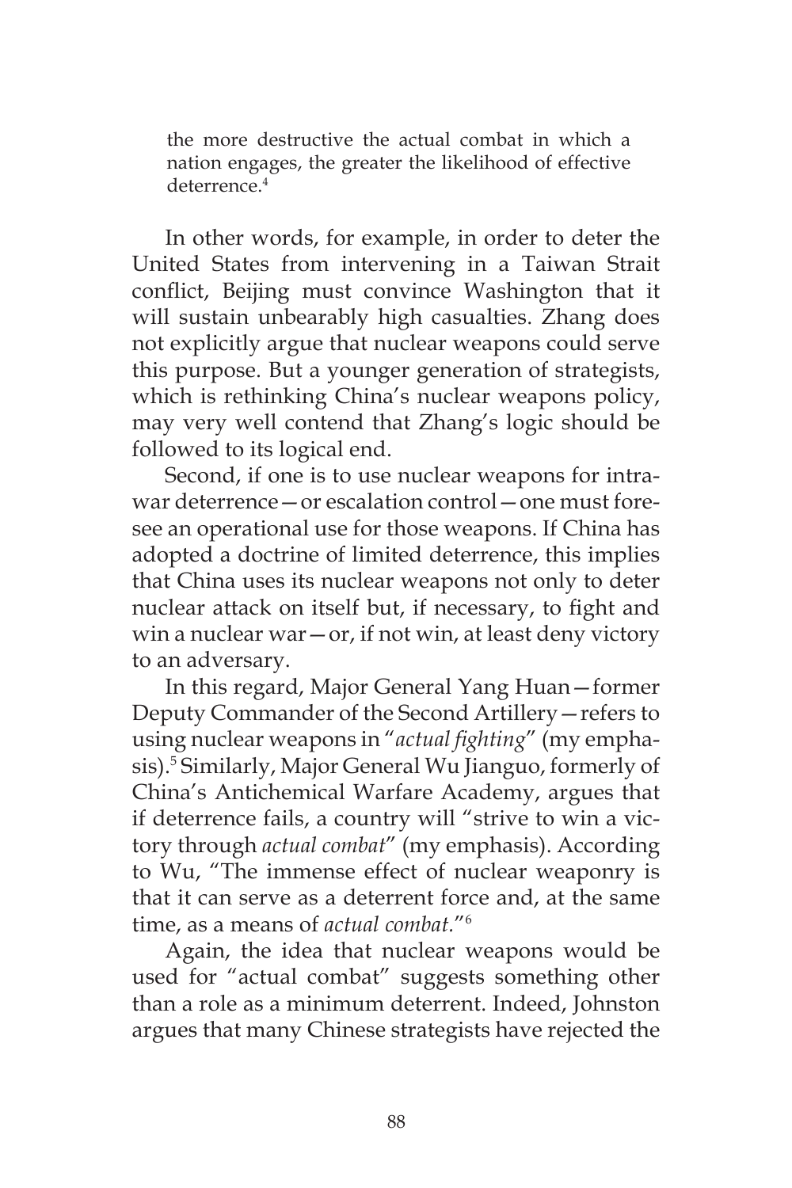> the more destructive the actual combat in which a nation engages, the greater the likelihood of effective deterrence.[4]

In other words, for example, in order to deter the United States from intervening in a Taiwan Strait conflict, Beijing must convince Washington that it will sustain unbearably high casualties. Zhang does not explicitly argue that nuclear weapons could serve this purpose. But a younger generation of strategists, which is rethinking China's nuclear weapons policy, may very well contend that Zhang's logic should be followed to its logical end.

Second, if one is to use nuclear weapons for intra-war deterrence—or escalation control—one must foresee an operational use for those weapons. If China has adopted a doctrine of limited deterrence, this implies that China uses its nuclear weapons not only to deter nuclear attack on itself but, if necessary, to fight and win a nuclear war—or, if not win, at least deny victory to an adversary.

In this regard, Major General Yang Huan—former Deputy Commander of the Second Artillery—refers to using nuclear weapons in "*actual fighting*" (my emphasis).[5] Similarly, Major General Wu Jianguo, formerly of China's Antichemical Warfare Academy, argues that if deterrence fails, a country will "strive to win a victory through *actual combat*" (my emphasis). According to Wu, "The immense effect of nuclear weaponry is that it can serve as a deterrent force and, at the same time, as a means of *actual combat*."[6]

Again, the idea that nuclear weapons would be used for "actual combat" suggests something other than a role as a minimum deterrent. Indeed, Johnston argues that many Chinese strategists have rejected the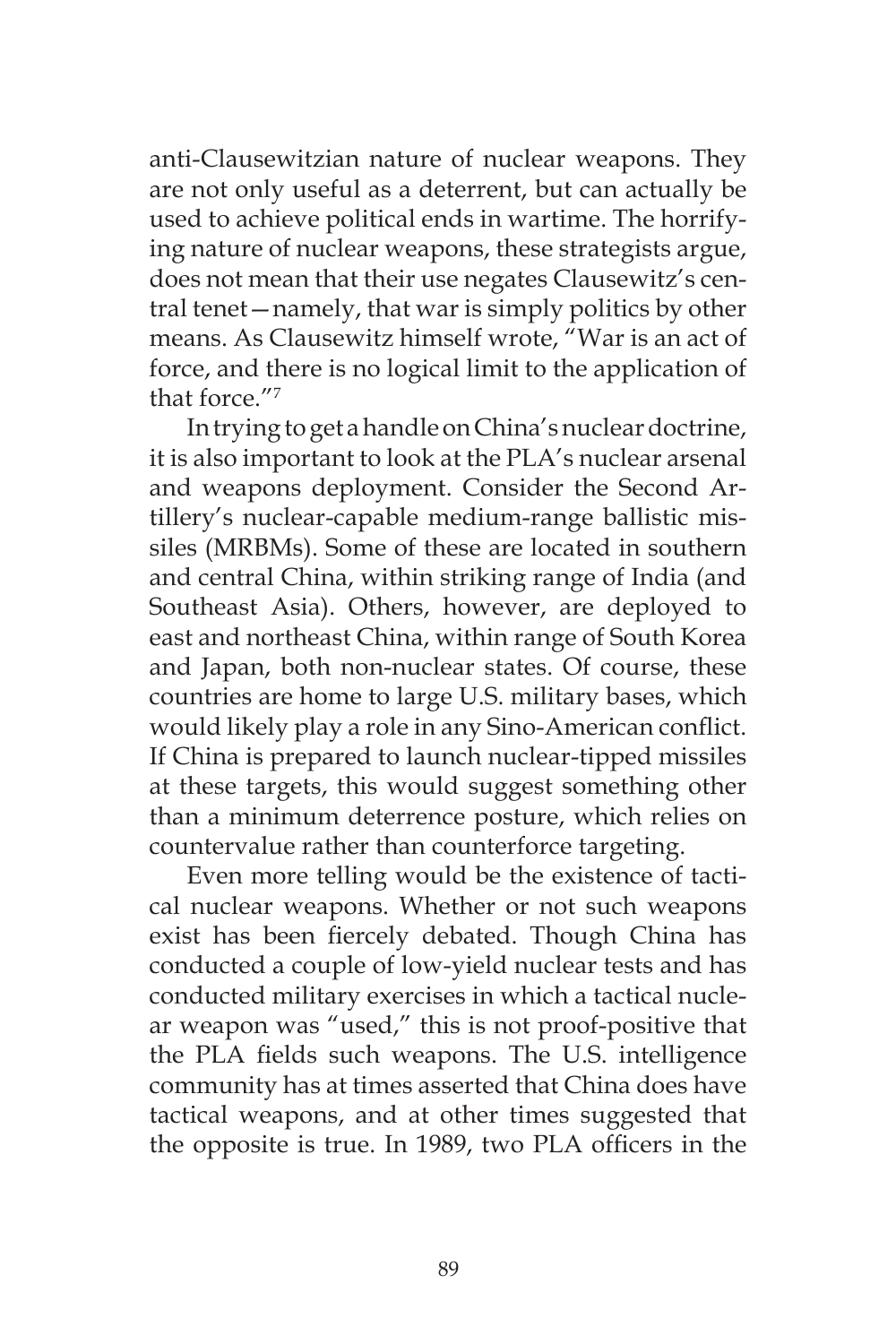anti-Clausewitzian nature of nuclear weapons. They are not only useful as a deterrent, but can actually be used to achieve political ends in wartime. The horrifying nature of nuclear weapons, these strategists argue, does not mean that their use negates Clausewitz's central tenet—namely, that war is simply politics by other means. As Clausewitz himself wrote, "War is an act of force, and there is no logical limit to the application of that force."[7]

In trying to get a handle on China's nuclear doctrine, it is also important to look at the PLA's nuclear arsenal and weapons deployment. Consider the Second Artillery's nuclear-capable medium-range ballistic missiles (MRBMs). Some of these are located in southern and central China, within striking range of India (and Southeast Asia). Others, however, are deployed to east and northeast China, within range of South Korea and Japan, both non-nuclear states. Of course, these countries are home to large U.S. military bases, which would likely play a role in any Sino-American conflict. If China is prepared to launch nuclear-tipped missiles at these targets, this would suggest something other than a minimum deterrence posture, which relies on countervalue rather than counterforce targeting.

Even more telling would be the existence of tactical nuclear weapons. Whether or not such weapons exist has been fiercely debated. Though China has conducted a couple of low-yield nuclear tests and has conducted military exercises in which a tactical nuclear weapon was "used," this is not proof-positive that the PLA fields such weapons. The U.S. intelligence community has at times asserted that China does have tactical weapons, and at other times suggested that the opposite is true. In 1989, two PLA officers in the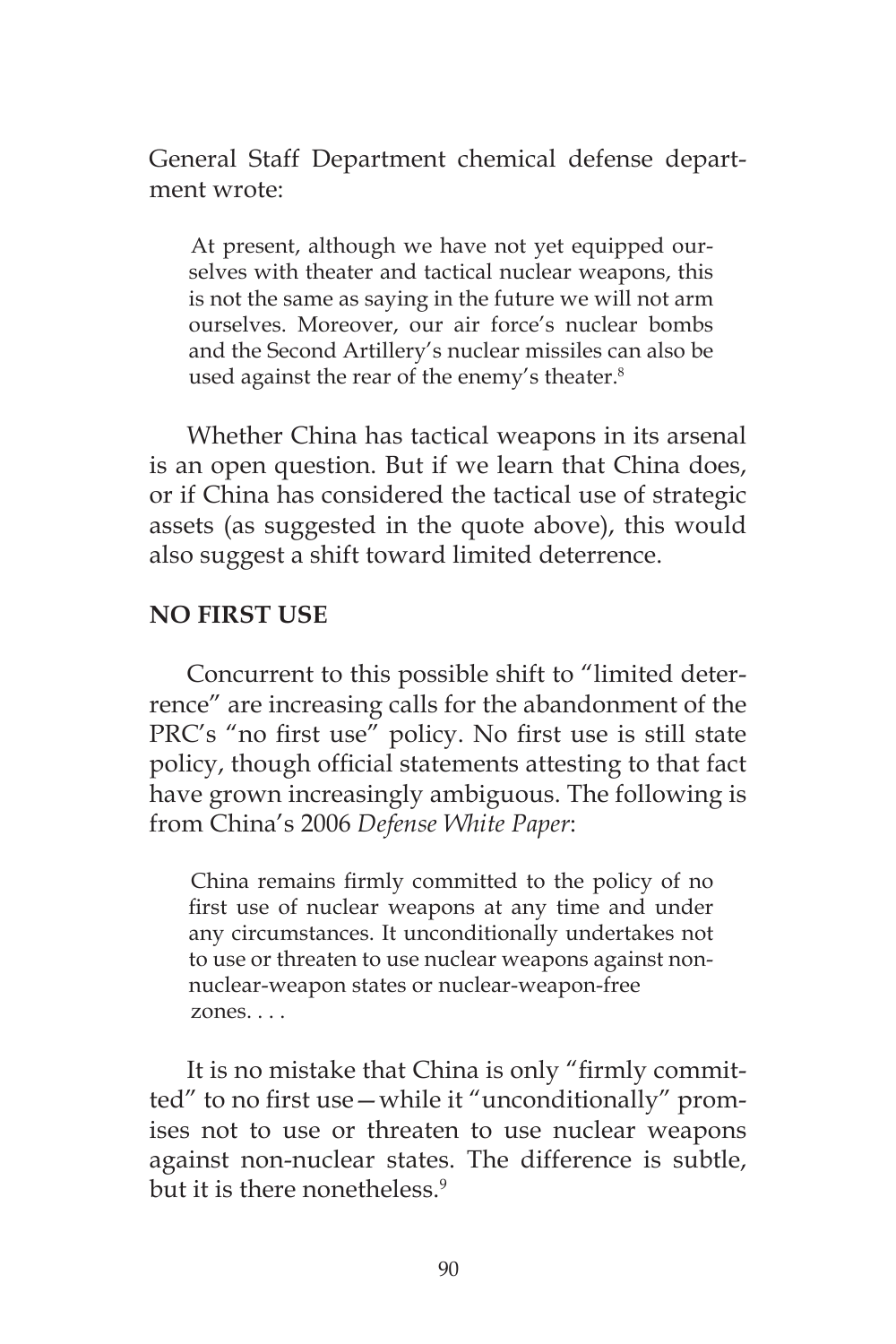General Staff Department chemical defense department wrote:

> At present, although we have not yet equipped ourselves with theater and tactical nuclear weapons, this is not the same as saying in the future we will not arm ourselves. Moreover, our air force's nuclear bombs and the Second Artillery's nuclear missiles can also be used against the rear of the enemy's theater.[8]

Whether China has tactical weapons in its arsenal is an open question. But if we learn that China does, or if China has considered the tactical use of strategic assets (as suggested in the quote above), this would also suggest a shift toward limited deterrence.

## NO FIRST USE

Concurrent to this possible shift to "limited deterrence" are increasing calls for the abandonment of the PRC's "no first use" policy. No first use is still state policy, though official statements attesting to that fact have grown increasingly ambiguous. The following is from China's 2006 *Defense White Paper*:

> China remains firmly committed to the policy of no first use of nuclear weapons at any time and under any circumstances. It unconditionally undertakes not to use or threaten to use nuclear weapons against non-nuclear-weapon states or nuclear-weapon-free zones. . . .

It is no mistake that China is only "firmly committed" to no first use—while it "unconditionally" promises not to use or threaten to use nuclear weapons against non-nuclear states. The difference is subtle, but it is there nonetheless.[9]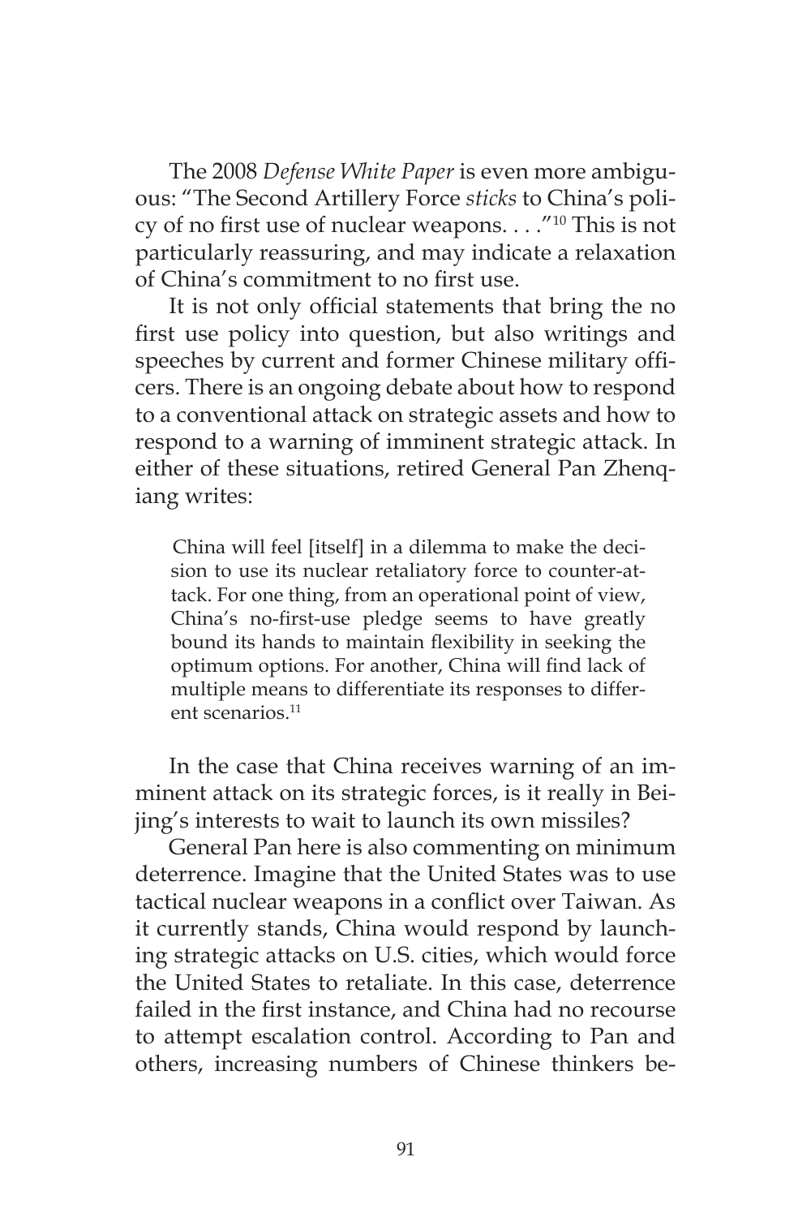The 2008 *Defense White Paper* is even more ambiguous: "The Second Artillery Force *sticks* to China's policy of no first use of nuclear weapons. . . ."[10] This is not particularly reassuring, and may indicate a relaxation of China's commitment to no first use.

It is not only official statements that bring the no first use policy into question, but also writings and speeches by current and former Chinese military officers. There is an ongoing debate about how to respond to a conventional attack on strategic assets and how to respond to a warning of imminent strategic attack. In either of these situations, retired General Pan Zhenqiang writes:

> China will feel [itself] in a dilemma to make the decision to use its nuclear retaliatory force to counter-attack. For one thing, from an operational point of view, China's no-first-use pledge seems to have greatly bound its hands to maintain flexibility in seeking the optimum options. For another, China will find lack of multiple means to differentiate its responses to different scenarios.[11]

In the case that China receives warning of an imminent attack on its strategic forces, is it really in Beijing's interests to wait to launch its own missiles?

General Pan here is also commenting on minimum deterrence. Imagine that the United States was to use tactical nuclear weapons in a conflict over Taiwan. As it currently stands, China would respond by launching strategic attacks on U.S. cities, which would force the United States to retaliate. In this case, deterrence failed in the first instance, and China had no recourse to attempt escalation control. According to Pan and others, increasing numbers of Chinese thinkers be-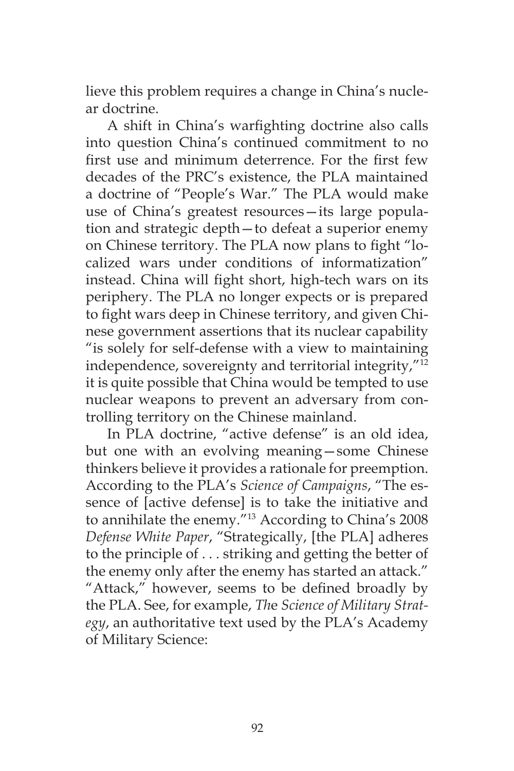lieve this problem requires a change in China's nuclear doctrine.

A shift in China's warfighting doctrine also calls into question China's continued commitment to no first use and minimum deterrence. For the first few decades of the PRC's existence, the PLA maintained a doctrine of "People's War." The PLA would make use of China's greatest resources—its large population and strategic depth—to defeat a superior enemy on Chinese territory. The PLA now plans to fight "localized wars under conditions of informatization" instead. China will fight short, high-tech wars on its periphery. The PLA no longer expects or is prepared to fight wars deep in Chinese territory, and given Chinese government assertions that its nuclear capability "is solely for self-defense with a view to maintaining independence, sovereignty and territorial integrity,"[12] it is quite possible that China would be tempted to use nuclear weapons to prevent an adversary from controlling territory on the Chinese mainland.

In PLA doctrine, "active defense" is an old idea, but one with an evolving meaning—some Chinese thinkers believe it provides a rationale for preemption. According to the PLA's *Science of Campaigns*, "The essence of [active defense] is to take the initiative and to annihilate the enemy."[13] According to China's 2008 *Defense White Paper*, "Strategically, [the PLA] adheres to the principle of . . . striking and getting the better of the enemy only after the enemy has started an attack." "Attack," however, seems to be defined broadly by the PLA. See, for example, *The Science of Military Strategy*, an authoritative text used by the PLA's Academy of Military Science: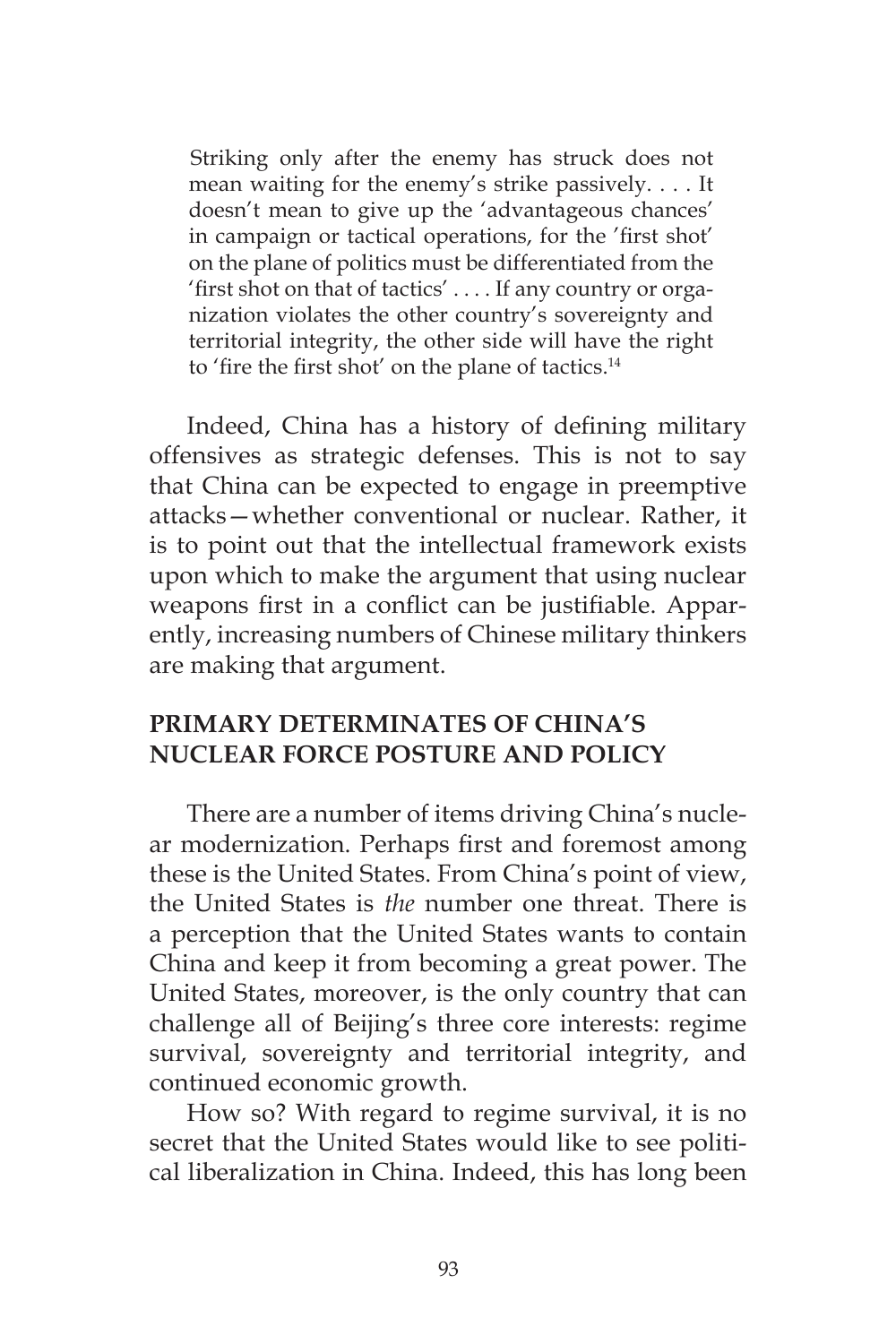> Striking only after the enemy has struck does not mean waiting for the enemy's strike passively. . . . It doesn't mean to give up the 'advantageous chances' in campaign or tactical operations, for the 'first shot' on the plane of politics must be differentiated from the 'first shot on that of tactics' . . . . If any country or organization violates the other country's sovereignty and territorial integrity, the other side will have the right to 'fire the first shot' on the plane of tactics.[14]

Indeed, China has a history of defining military offensives as strategic defenses. This is not to say that China can be expected to engage in preemptive attacks—whether conventional or nuclear. Rather, it is to point out that the intellectual framework exists upon which to make the argument that using nuclear weapons first in a conflict can be justifiable. Apparently, increasing numbers of Chinese military thinkers are making that argument.

## PRIMARY DETERMINATES OF CHINA'S NUCLEAR FORCE POSTURE AND POLICY

There are a number of items driving China's nuclear modernization. Perhaps first and foremost among these is the United States. From China's point of view, the United States is *the* number one threat. There is a perception that the United States wants to contain China and keep it from becoming a great power. The United States, moreover, is the only country that can challenge all of Beijing's three core interests: regime survival, sovereignty and territorial integrity, and continued economic growth.

How so? With regard to regime survival, it is no secret that the United States would like to see political liberalization in China. Indeed, this has long been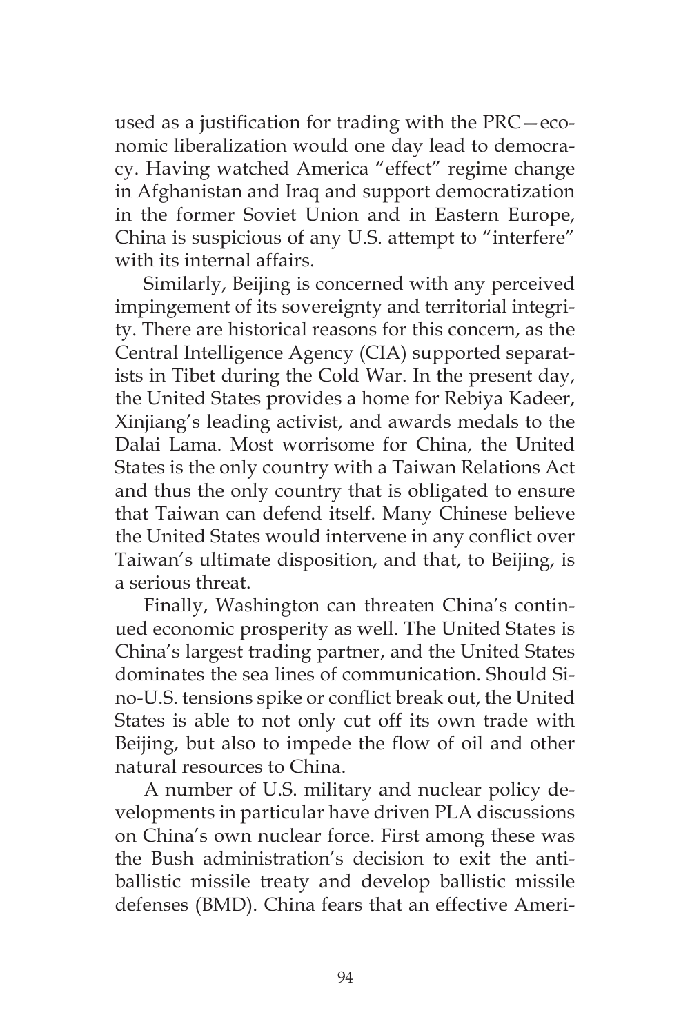used as a justification for trading with the PRC—economic liberalization would one day lead to democracy. Having watched America "effect" regime change in Afghanistan and Iraq and support democratization in the former Soviet Union and in Eastern Europe, China is suspicious of any U.S. attempt to "interfere" with its internal affairs.

Similarly, Beijing is concerned with any perceived impingement of its sovereignty and territorial integrity. There are historical reasons for this concern, as the Central Intelligence Agency (CIA) supported separatists in Tibet during the Cold War. In the present day, the United States provides a home for Rebiya Kadeer, Xinjiang's leading activist, and awards medals to the Dalai Lama. Most worrisome for China, the United States is the only country with a Taiwan Relations Act and thus the only country that is obligated to ensure that Taiwan can defend itself. Many Chinese believe the United States would intervene in any conflict over Taiwan's ultimate disposition, and that, to Beijing, is a serious threat.

Finally, Washington can threaten China's continued economic prosperity as well. The United States is China's largest trading partner, and the United States dominates the sea lines of communication. Should Sino-U.S. tensions spike or conflict break out, the United States is able to not only cut off its own trade with Beijing, but also to impede the flow of oil and other natural resources to China.

A number of U.S. military and nuclear policy developments in particular have driven PLA discussions on China's own nuclear force. First among these was the Bush administration's decision to exit the anti-ballistic missile treaty and develop ballistic missile defenses (BMD). China fears that an effective Ameri-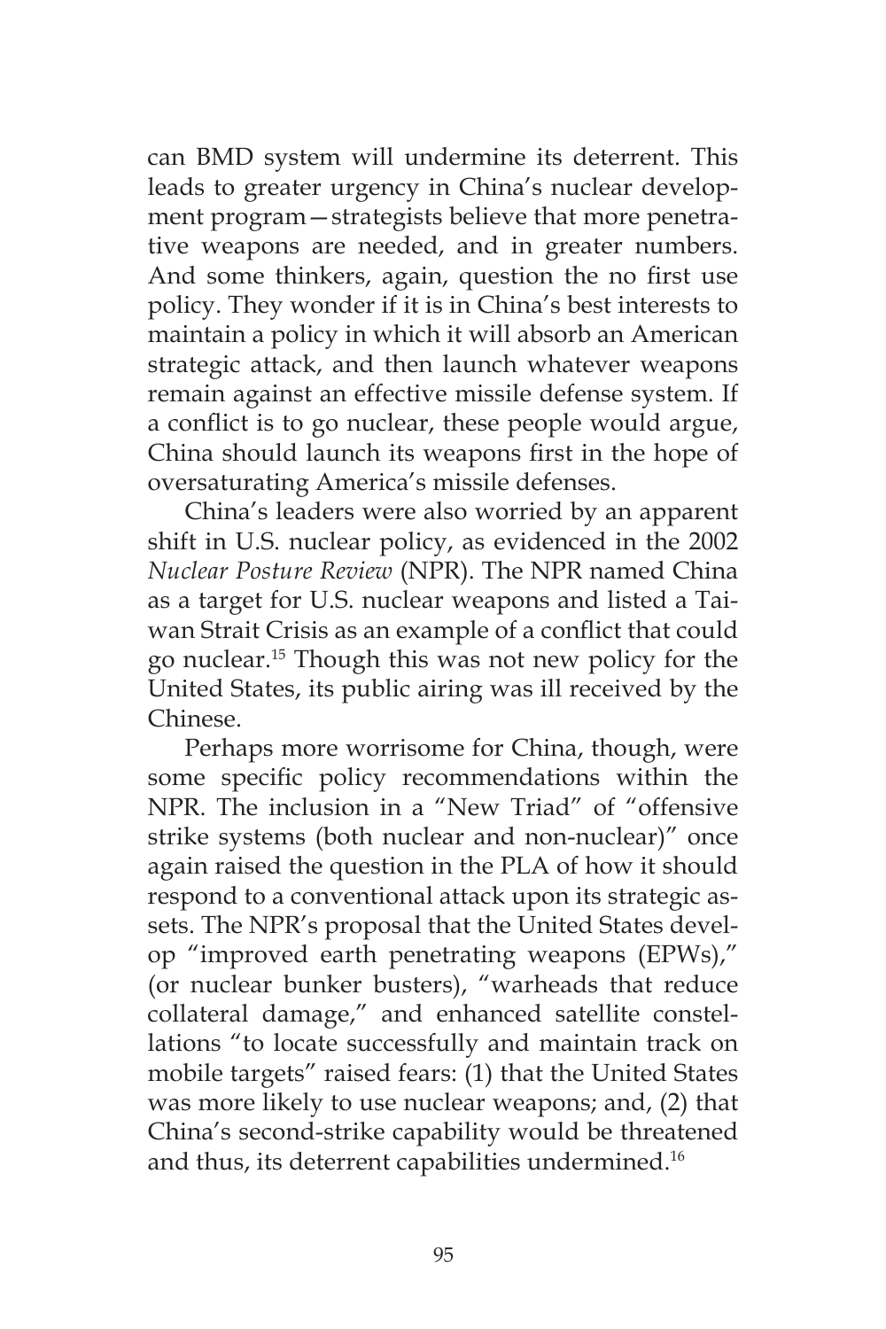can BMD system will undermine its deterrent. This leads to greater urgency in China's nuclear development program—strategists believe that more penetrative weapons are needed, and in greater numbers. And some thinkers, again, question the no first use policy. They wonder if it is in China's best interests to maintain a policy in which it will absorb an American strategic attack, and then launch whatever weapons remain against an effective missile defense system. If a conflict is to go nuclear, these people would argue, China should launch its weapons first in the hope of oversaturating America's missile defenses.

China's leaders were also worried by an apparent shift in U.S. nuclear policy, as evidenced in the 2002 *Nuclear Posture Review* (NPR). The NPR named China as a target for U.S. nuclear weapons and listed a Taiwan Strait Crisis as an example of a conflict that could go nuclear.[15] Though this was not new policy for the United States, its public airing was ill received by the Chinese.

Perhaps more worrisome for China, though, were some specific policy recommendations within the NPR. The inclusion in a "New Triad" of "offensive strike systems (both nuclear and non-nuclear)" once again raised the question in the PLA of how it should respond to a conventional attack upon its strategic assets. The NPR's proposal that the United States develop "improved earth penetrating weapons (EPWs)," (or nuclear bunker busters), "warheads that reduce collateral damage," and enhanced satellite constellations "to locate successfully and maintain track on mobile targets" raised fears: (1) that the United States was more likely to use nuclear weapons; and, (2) that China's second-strike capability would be threatened and thus, its deterrent capabilities undermined.[16]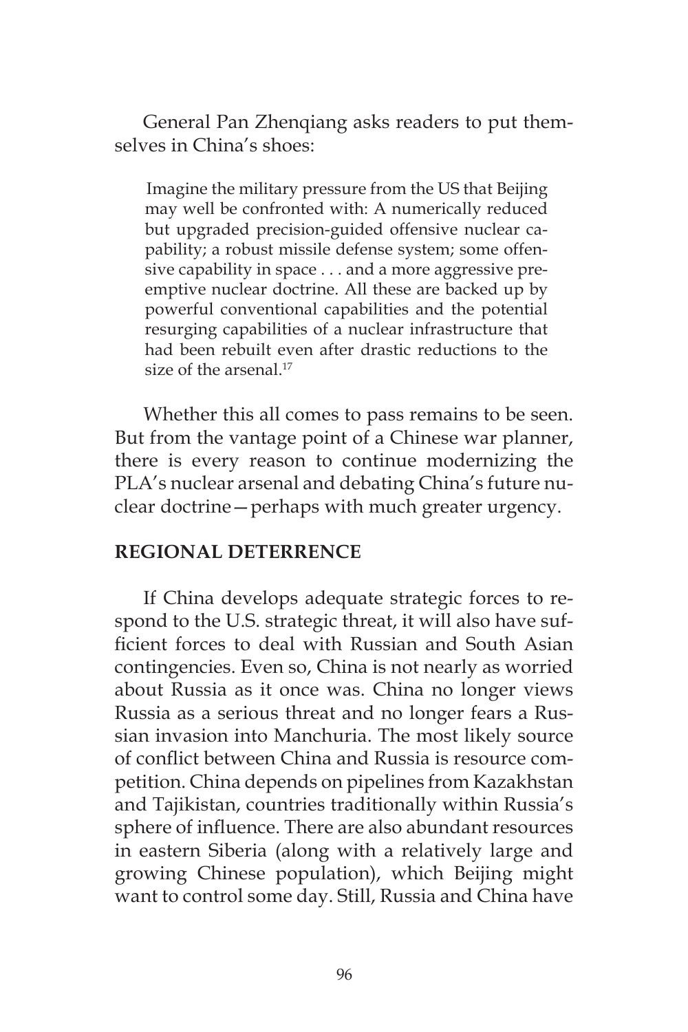General Pan Zhenqiang asks readers to put themselves in China's shoes:

> Imagine the military pressure from the US that Beijing may well be confronted with: A numerically reduced but upgraded precision-guided offensive nuclear capability; a robust missile defense system; some offensive capability in space . . . and a more aggressive preemptive nuclear doctrine. All these are backed up by powerful conventional capabilities and the potential resurging capabilities of a nuclear infrastructure that had been rebuilt even after drastic reductions to the size of the arsenal.[17]

Whether this all comes to pass remains to be seen. But from the vantage point of a Chinese war planner, there is every reason to continue modernizing the PLA's nuclear arsenal and debating China's future nuclear doctrine—perhaps with much greater urgency.

## REGIONAL DETERRENCE

If China develops adequate strategic forces to respond to the U.S. strategic threat, it will also have sufficient forces to deal with Russian and South Asian contingencies. Even so, China is not nearly as worried about Russia as it once was. China no longer views Russia as a serious threat and no longer fears a Russian invasion into Manchuria. The most likely source of conflict between China and Russia is resource competition. China depends on pipelines from Kazakhstan and Tajikistan, countries traditionally within Russia's sphere of influence. There are also abundant resources in eastern Siberia (along with a relatively large and growing Chinese population), which Beijing might want to control some day. Still, Russia and China have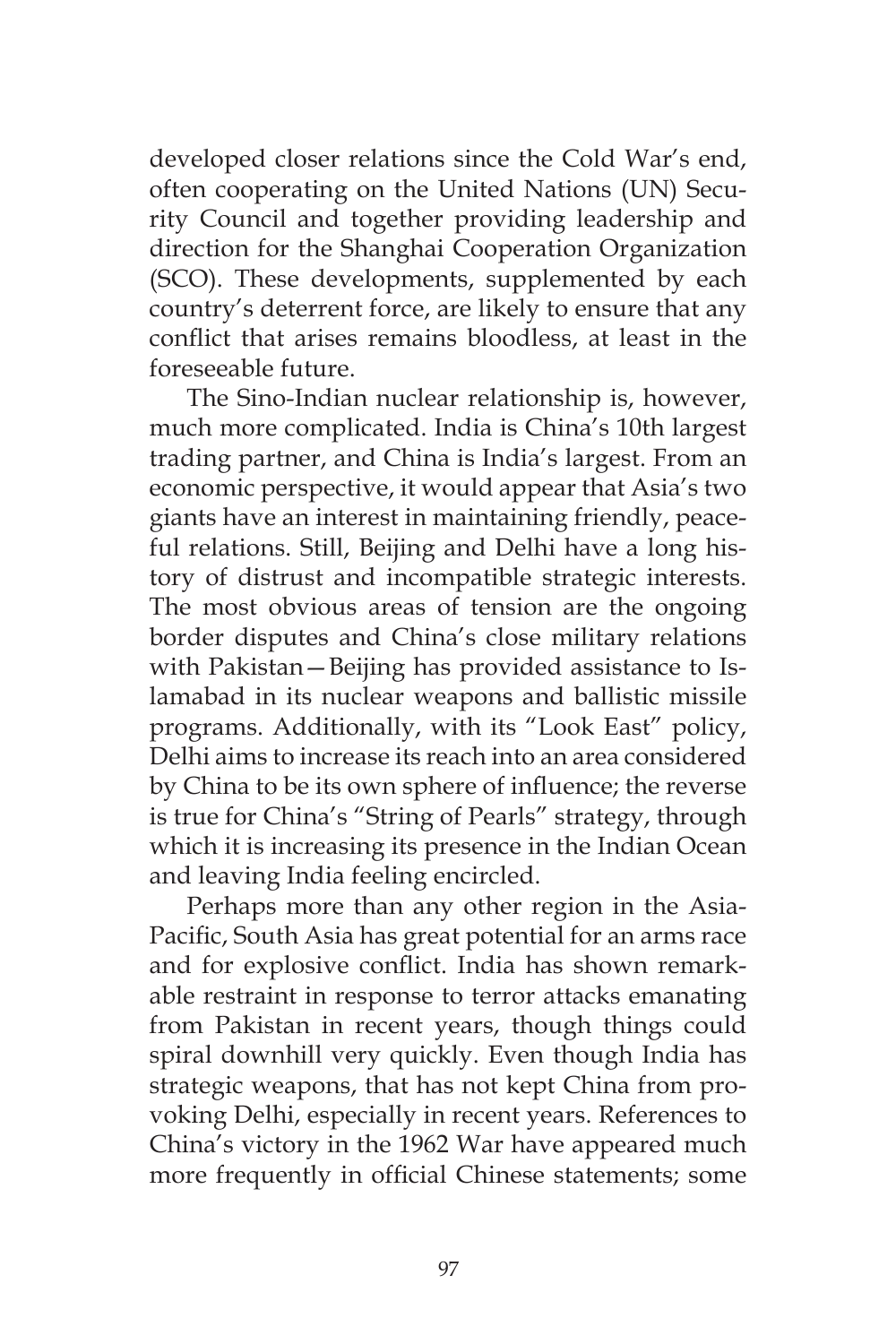developed closer relations since the Cold War's end, often cooperating on the United Nations (UN) Security Council and together providing leadership and direction for the Shanghai Cooperation Organization (SCO). These developments, supplemented by each country's deterrent force, are likely to ensure that any conflict that arises remains bloodless, at least in the foreseeable future.

The Sino-Indian nuclear relationship is, however, much more complicated. India is China's 10th largest trading partner, and China is India's largest. From an economic perspective, it would appear that Asia's two giants have an interest in maintaining friendly, peaceful relations. Still, Beijing and Delhi have a long history of distrust and incompatible strategic interests. The most obvious areas of tension are the ongoing border disputes and China's close military relations with Pakistan—Beijing has provided assistance to Islamabad in its nuclear weapons and ballistic missile programs. Additionally, with its "Look East" policy, Delhi aims to increase its reach into an area considered by China to be its own sphere of influence; the reverse is true for China's "String of Pearls" strategy, through which it is increasing its presence in the Indian Ocean and leaving India feeling encircled.

Perhaps more than any other region in the Asia-Pacific, South Asia has great potential for an arms race and for explosive conflict. India has shown remarkable restraint in response to terror attacks emanating from Pakistan in recent years, though things could spiral downhill very quickly. Even though India has strategic weapons, that has not kept China from provoking Delhi, especially in recent years. References to China's victory in the 1962 War have appeared much more frequently in official Chinese statements; some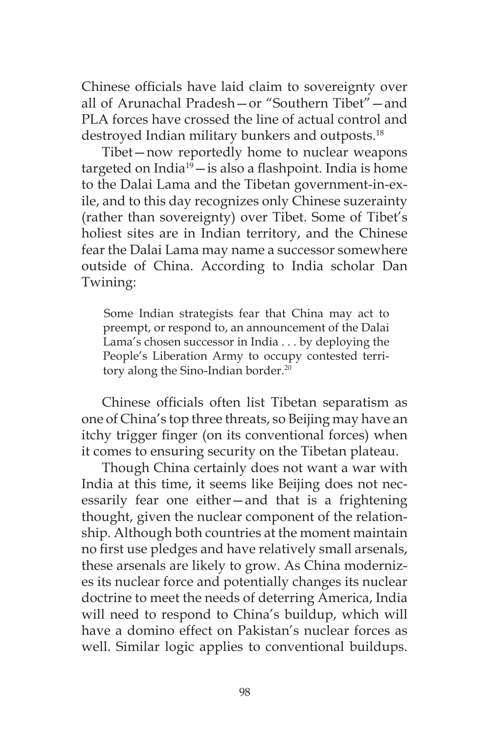Chinese officials have laid claim to sovereignty over all of Arunachal Pradesh—or "Southern Tibet"—and PLA forces have crossed the line of actual control and destroyed Indian military bunkers and outposts.[18]

Tibet—now reportedly home to nuclear weapons targeted on India[19]—is also a flashpoint. India is home to the Dalai Lama and the Tibetan government-in-exile, and to this day recognizes only Chinese suzerainty (rather than sovereignty) over Tibet. Some of Tibet's holiest sites are in Indian territory, and the Chinese fear the Dalai Lama may name a successor somewhere outside of China. According to India scholar Dan Twining:

> Some Indian strategists fear that China may act to preempt, or respond to, an announcement of the Dalai Lama's chosen successor in India . . . by deploying the People's Liberation Army to occupy contested territory along the Sino-Indian border.[20]

Chinese officials often list Tibetan separatism as one of China's top three threats, so Beijing may have an itchy trigger finger (on its conventional forces) when it comes to ensuring security on the Tibetan plateau.

Though China certainly does not want a war with India at this time, it seems like Beijing does not necessarily fear one either—and that is a frightening thought, given the nuclear component of the relationship. Although both countries at the moment maintain no first use pledges and have relatively small arsenals, these arsenals are likely to grow. As China modernizes its nuclear force and potentially changes its nuclear doctrine to meet the needs of deterring America, India will need to respond to China's buildup, which will have a domino effect on Pakistan's nuclear forces as well. Similar logic applies to conventional buildups.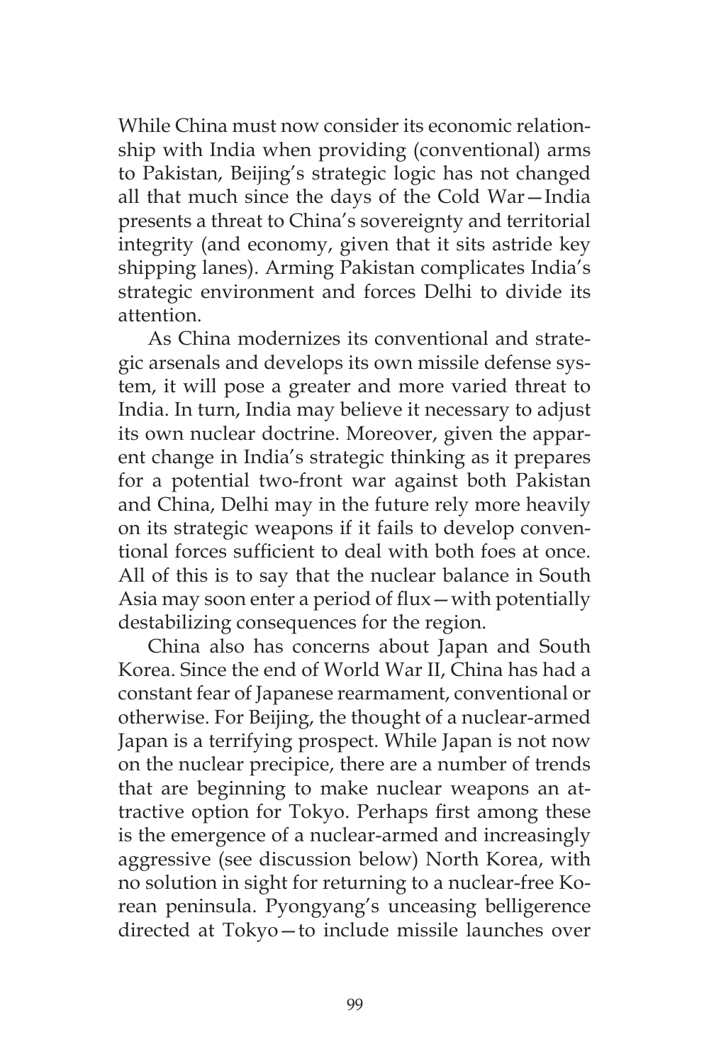While China must now consider its economic relationship with India when providing (conventional) arms to Pakistan, Beijing's strategic logic has not changed all that much since the days of the Cold War—India presents a threat to China's sovereignty and territorial integrity (and economy, given that it sits astride key shipping lanes). Arming Pakistan complicates India's strategic environment and forces Delhi to divide its attention.

As China modernizes its conventional and strategic arsenals and develops its own missile defense system, it will pose a greater and more varied threat to India. In turn, India may believe it necessary to adjust its own nuclear doctrine. Moreover, given the apparent change in India's strategic thinking as it prepares for a potential two-front war against both Pakistan and China, Delhi may in the future rely more heavily on its strategic weapons if it fails to develop conventional forces sufficient to deal with both foes at once. All of this is to say that the nuclear balance in South Asia may soon enter a period of flux—with potentially destabilizing consequences for the region.

China also has concerns about Japan and South Korea. Since the end of World War II, China has had a constant fear of Japanese rearmament, conventional or otherwise. For Beijing, the thought of a nuclear-armed Japan is a terrifying prospect. While Japan is not now on the nuclear precipice, there are a number of trends that are beginning to make nuclear weapons an attractive option for Tokyo. Perhaps first among these is the emergence of a nuclear-armed and increasingly aggressive (see discussion below) North Korea, with no solution in sight for returning to a nuclear-free Korean peninsula. Pyongyang's unceasing belligerence directed at Tokyo—to include missile launches over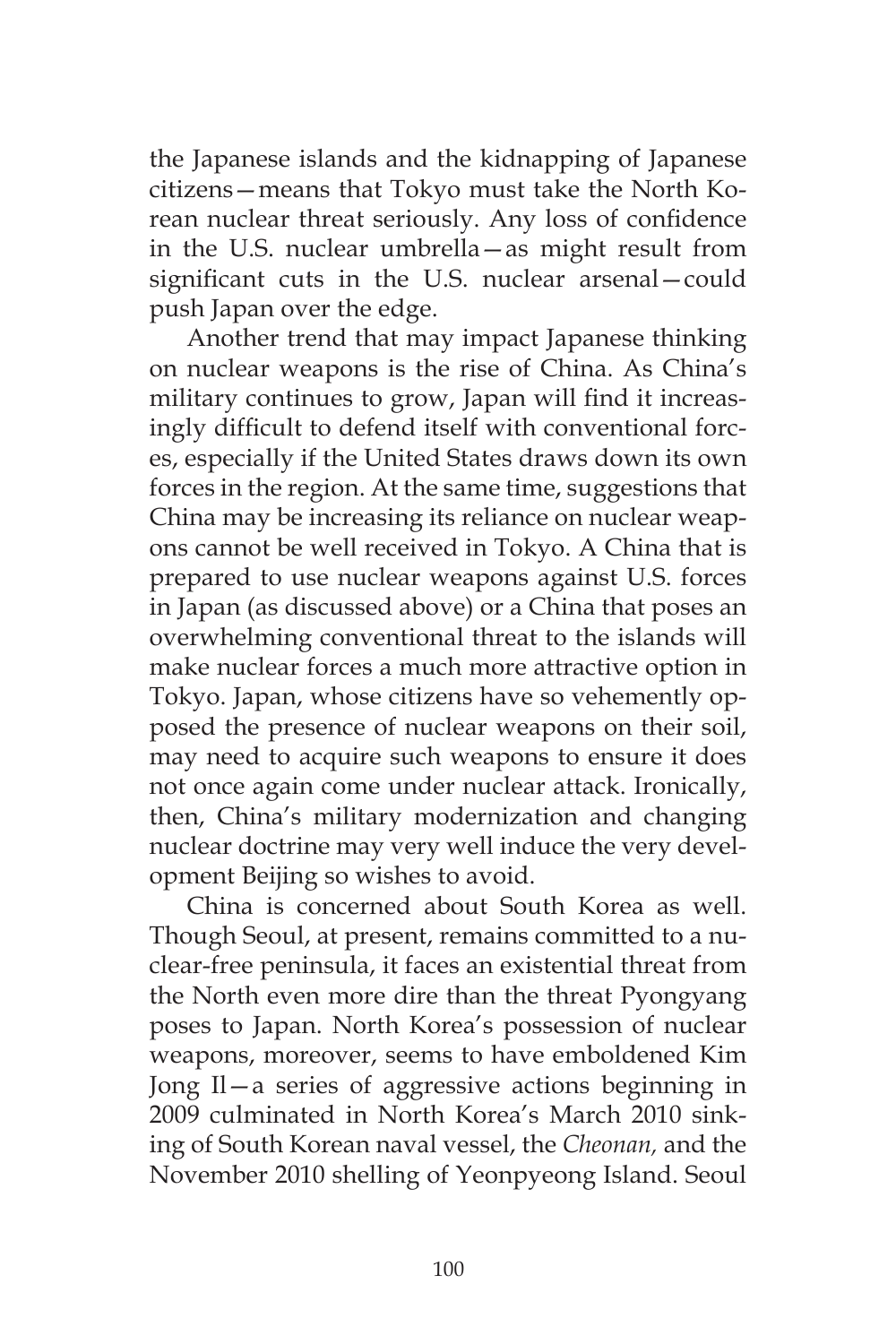the Japanese islands and the kidnapping of Japanese citizens—means that Tokyo must take the North Korean nuclear threat seriously. Any loss of confidence in the U.S. nuclear umbrella—as might result from significant cuts in the U.S. nuclear arsenal—could push Japan over the edge.

Another trend that may impact Japanese thinking on nuclear weapons is the rise of China. As China's military continues to grow, Japan will find it increasingly difficult to defend itself with conventional forces, especially if the United States draws down its own forces in the region. At the same time, suggestions that China may be increasing its reliance on nuclear weapons cannot be well received in Tokyo. A China that is prepared to use nuclear weapons against U.S. forces in Japan (as discussed above) or a China that poses an overwhelming conventional threat to the islands will make nuclear forces a much more attractive option in Tokyo. Japan, whose citizens have so vehemently opposed the presence of nuclear weapons on their soil, may need to acquire such weapons to ensure it does not once again come under nuclear attack. Ironically, then, China's military modernization and changing nuclear doctrine may very well induce the very development Beijing so wishes to avoid.

China is concerned about South Korea as well. Though Seoul, at present, remains committed to a nuclear-free peninsula, it faces an existential threat from the North even more dire than the threat Pyongyang poses to Japan. North Korea's possession of nuclear weapons, moreover, seems to have emboldened Kim Jong Il—a series of aggressive actions beginning in 2009 culminated in North Korea's March 2010 sinking of South Korean naval vessel, the *Cheonan,* and the November 2010 shelling of Yeonpyeong Island. Seoul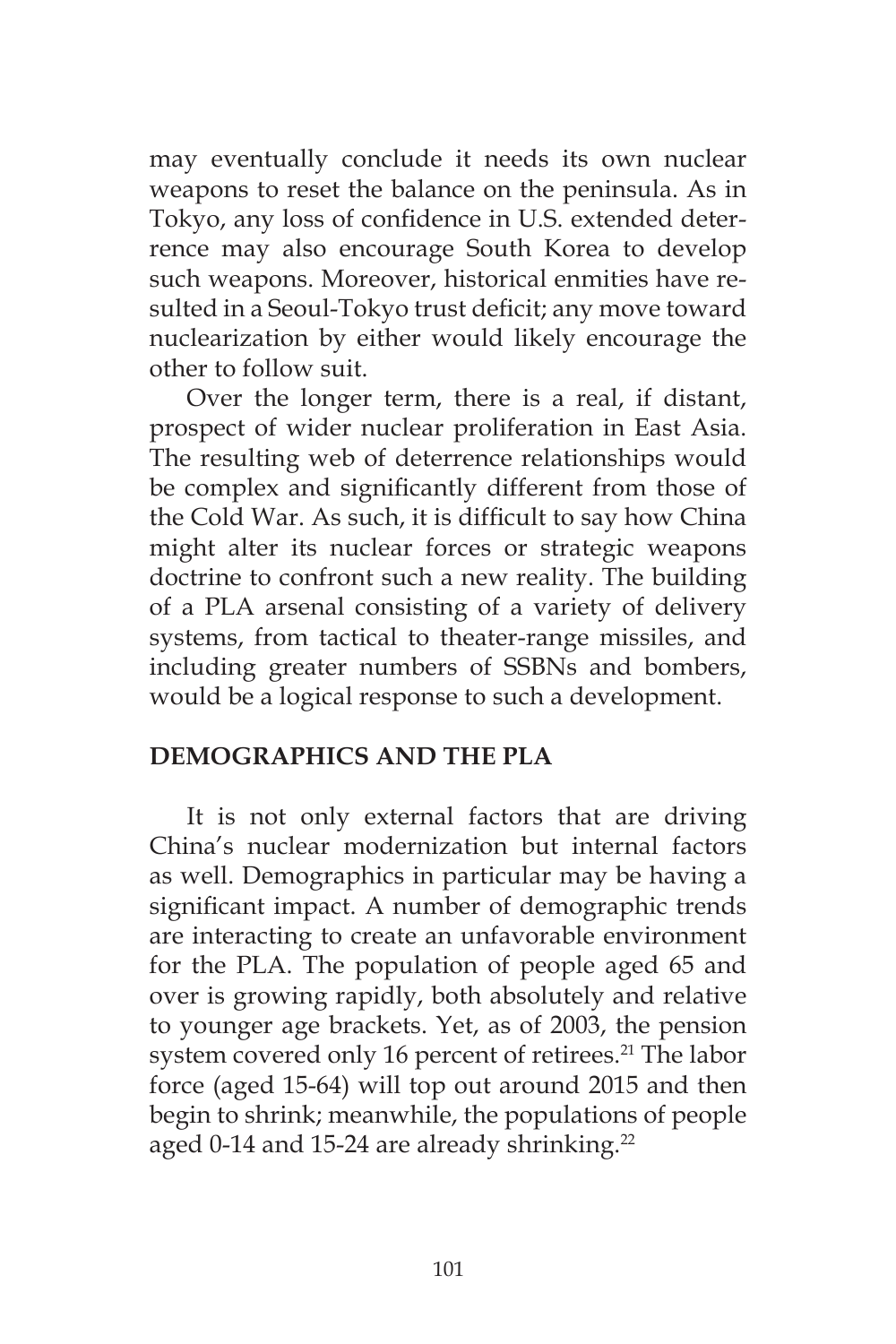may eventually conclude it needs its own nuclear weapons to reset the balance on the peninsula. As in Tokyo, any loss of confidence in U.S. extended deterrence may also encourage South Korea to develop such weapons. Moreover, historical enmities have resulted in a Seoul-Tokyo trust deficit; any move toward nuclearization by either would likely encourage the other to follow suit.

Over the longer term, there is a real, if distant, prospect of wider nuclear proliferation in East Asia. The resulting web of deterrence relationships would be complex and significantly different from those of the Cold War. As such, it is difficult to say how China might alter its nuclear forces or strategic weapons doctrine to confront such a new reality. The building of a PLA arsenal consisting of a variety of delivery systems, from tactical to theater-range missiles, and including greater numbers of SSBNs and bombers, would be a logical response to such a development.

## DEMOGRAPHICS AND THE PLA

It is not only external factors that are driving China's nuclear modernization but internal factors as well. Demographics in particular may be having a significant impact. A number of demographic trends are interacting to create an unfavorable environment for the PLA. The population of people aged 65 and over is growing rapidly, both absolutely and relative to younger age brackets. Yet, as of 2003, the pension system covered only 16 percent of retirees.[21] The labor force (aged 15-64) will top out around 2015 and then begin to shrink; meanwhile, the populations of people aged 0-14 and 15-24 are already shrinking.[22]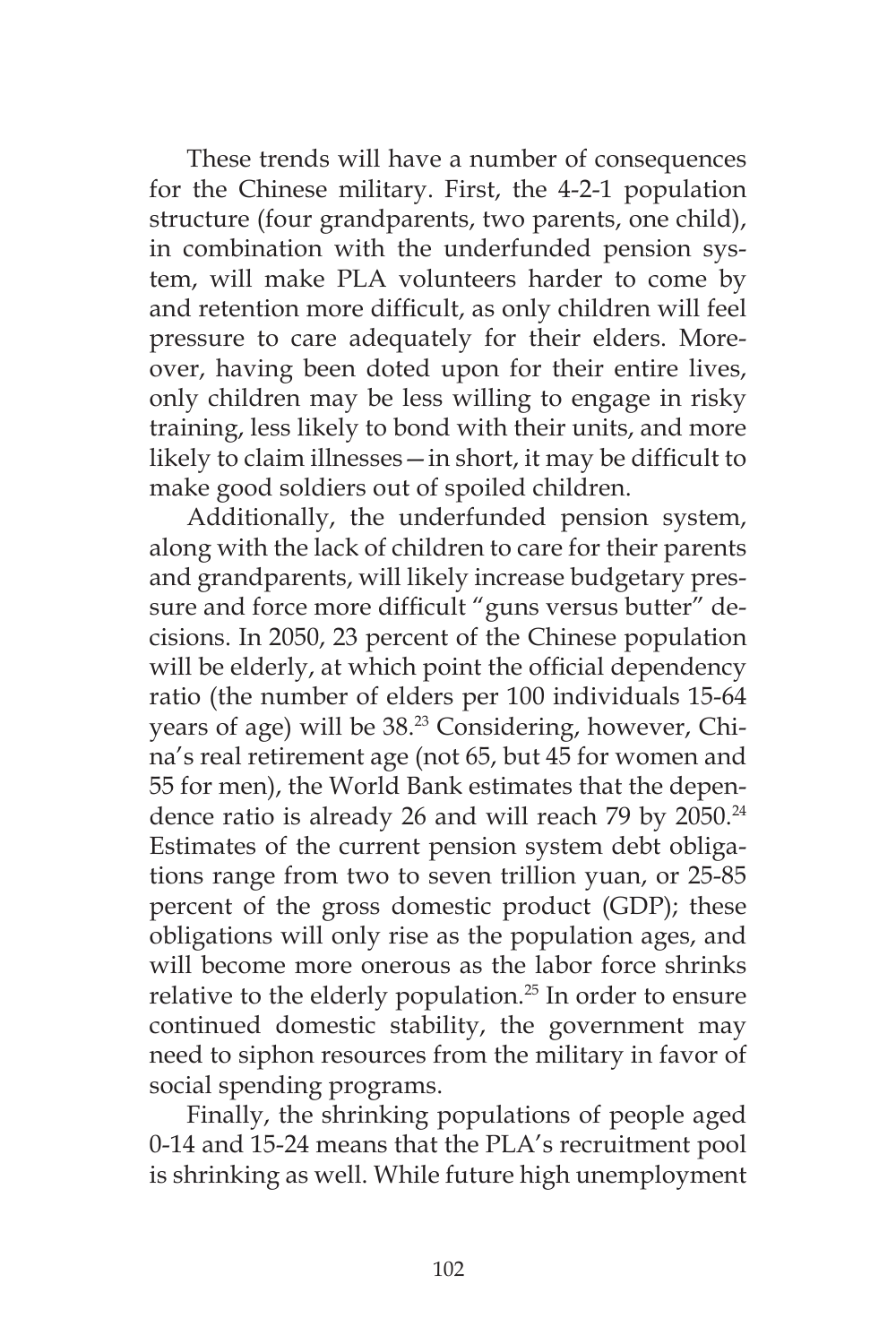These trends will have a number of consequences for the Chinese military. First, the 4-2-1 population structure (four grandparents, two parents, one child), in combination with the underfunded pension system, will make PLA volunteers harder to come by and retention more difficult, as only children will feel pressure to care adequately for their elders. Moreover, having been doted upon for their entire lives, only children may be less willing to engage in risky training, less likely to bond with their units, and more likely to claim illnesses—in short, it may be difficult to make good soldiers out of spoiled children.

Additionally, the underfunded pension system, along with the lack of children to care for their parents and grandparents, will likely increase budgetary pressure and force more difficult "guns versus butter" decisions. In 2050, 23 percent of the Chinese population will be elderly, at which point the official dependency ratio (the number of elders per 100 individuals 15-64 years of age) will be 38.[23] Considering, however, China's real retirement age (not 65, but 45 for women and 55 for men), the World Bank estimates that the dependence ratio is already 26 and will reach 79 by 2050.[24] Estimates of the current pension system debt obligations range from two to seven trillion yuan, or 25-85 percent of the gross domestic product (GDP); these obligations will only rise as the population ages, and will become more onerous as the labor force shrinks relative to the elderly population.[25] In order to ensure continued domestic stability, the government may need to siphon resources from the military in favor of social spending programs.

Finally, the shrinking populations of people aged 0-14 and 15-24 means that the PLA's recruitment pool is shrinking as well. While future high unemployment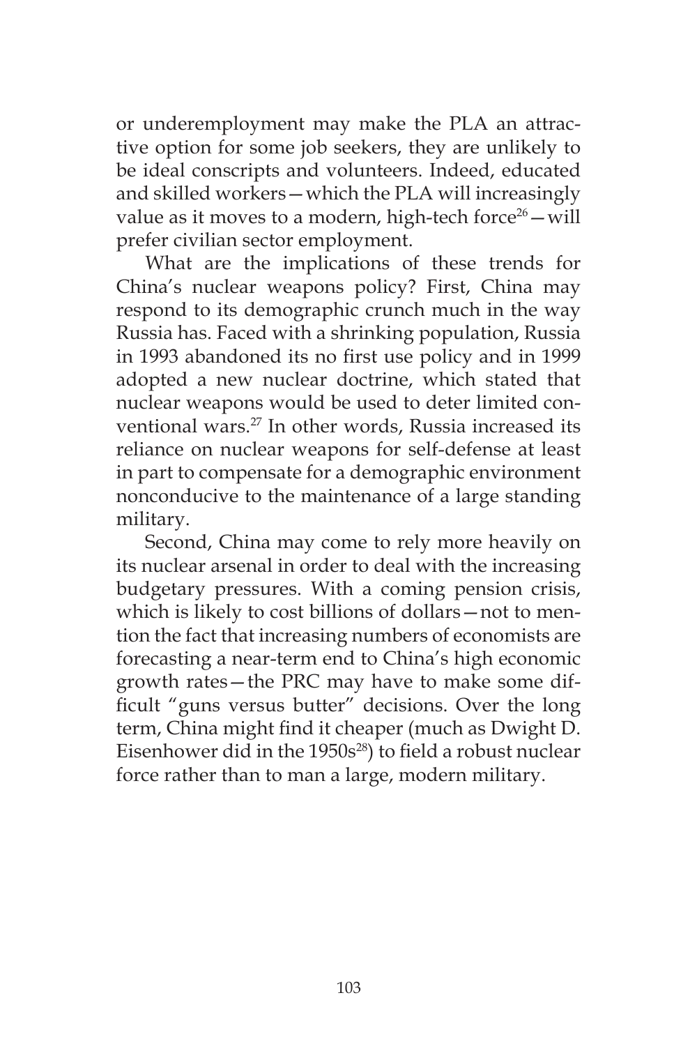or underemployment may make the PLA an attractive option for some job seekers, they are unlikely to be ideal conscripts and volunteers. Indeed, educated and skilled workers—which the PLA will increasingly value as it moves to a modern, high-tech force[26]—will prefer civilian sector employment.

What are the implications of these trends for China's nuclear weapons policy? First, China may respond to its demographic crunch much in the way Russia has. Faced with a shrinking population, Russia in 1993 abandoned its no first use policy and in 1999 adopted a new nuclear doctrine, which stated that nuclear weapons would be used to deter limited conventional wars.[27] In other words, Russia increased its reliance on nuclear weapons for self-defense at least in part to compensate for a demographic environment nonconducive to the maintenance of a large standing military.

Second, China may come to rely more heavily on its nuclear arsenal in order to deal with the increasing budgetary pressures. With a coming pension crisis, which is likely to cost billions of dollars—not to mention the fact that increasing numbers of economists are forecasting a near-term end to China's high economic growth rates—the PRC may have to make some difficult "guns versus butter" decisions. Over the long term, China might find it cheaper (much as Dwight D. Eisenhower did in the 1950s[28]) to field a robust nuclear force rather than to man a large, modern military.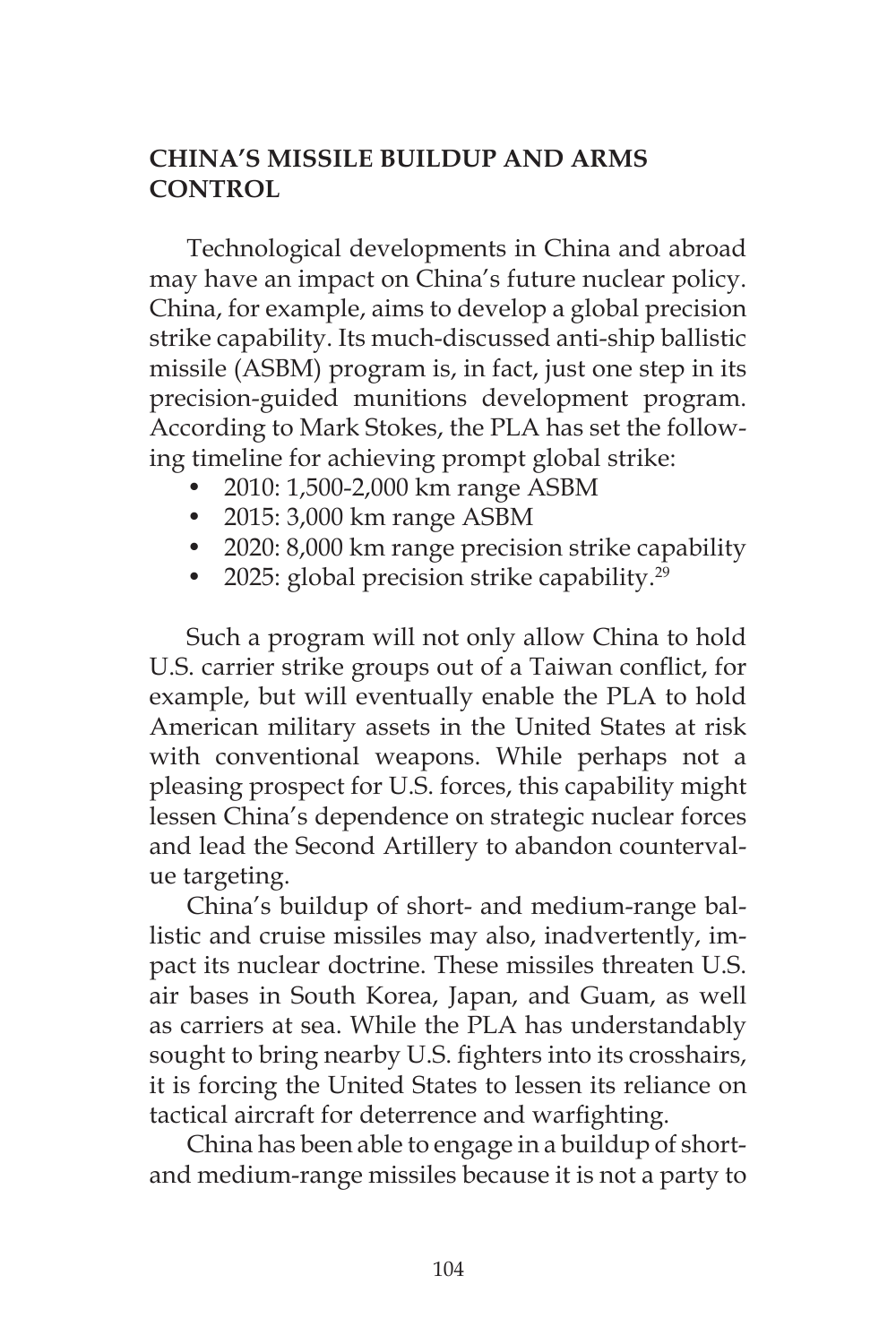## CHINA'S MISSILE BUILDUP AND ARMS CONTROL

Technological developments in China and abroad may have an impact on China's future nuclear policy. China, for example, aims to develop a global precision strike capability. Its much-discussed anti-ship ballistic missile (ASBM) program is, in fact, just one step in its precision-guided munitions development program. According to Mark Stokes, the PLA has set the following timeline for achieving prompt global strike:

- 2010: 1,500-2,000 km range ASBM
- 2015: 3,000 km range ASBM
- 2020: 8,000 km range precision strike capability
- 2025: global precision strike capability.[29]

Such a program will not only allow China to hold U.S. carrier strike groups out of a Taiwan conflict, for example, but will eventually enable the PLA to hold American military assets in the United States at risk with conventional weapons. While perhaps not a pleasing prospect for U.S. forces, this capability might lessen China's dependence on strategic nuclear forces and lead the Second Artillery to abandon countervalue targeting.

China's buildup of short- and medium-range ballistic and cruise missiles may also, inadvertently, impact its nuclear doctrine. These missiles threaten U.S. air bases in South Korea, Japan, and Guam, as well as carriers at sea. While the PLA has understandably sought to bring nearby U.S. fighters into its crosshairs, it is forcing the United States to lessen its reliance on tactical aircraft for deterrence and warfighting.

China has been able to engage in a buildup of short- and medium-range missiles because it is not a party to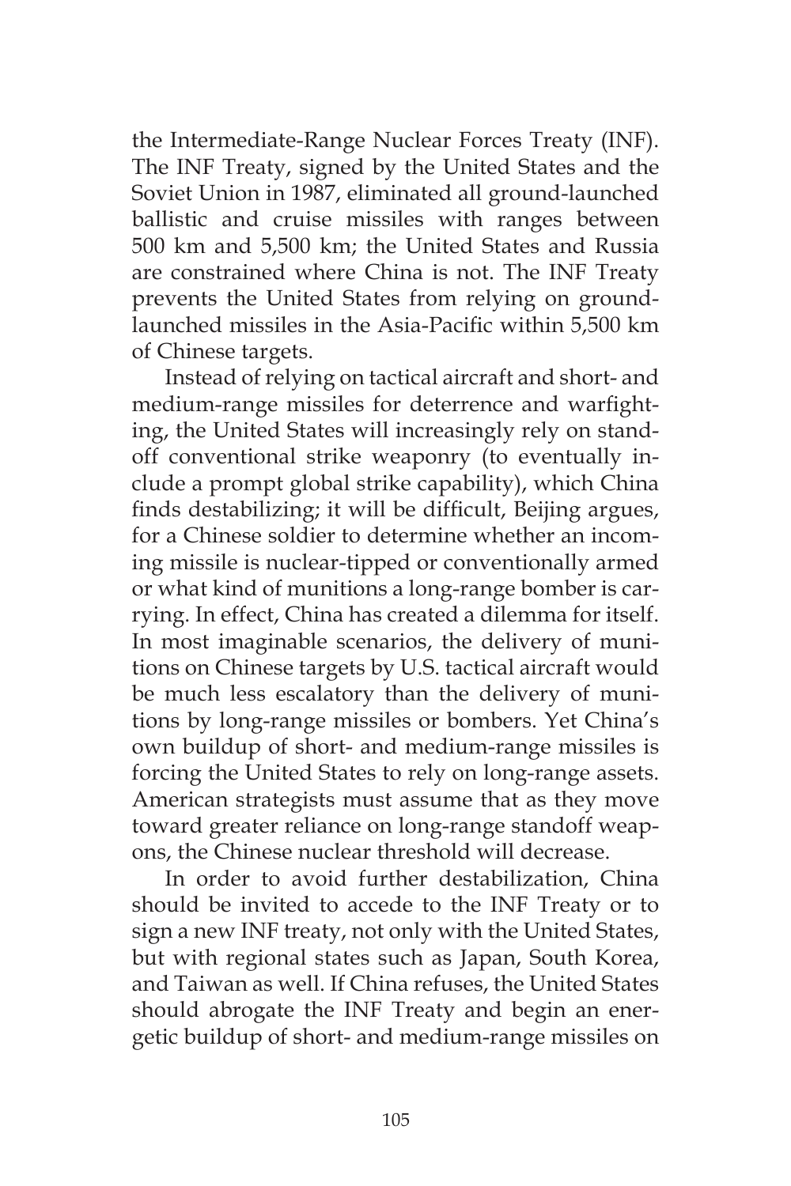the Intermediate-Range Nuclear Forces Treaty (INF). The INF Treaty, signed by the United States and the Soviet Union in 1987, eliminated all ground-launched ballistic and cruise missiles with ranges between 500 km and 5,500 km; the United States and Russia are constrained where China is not. The INF Treaty prevents the United States from relying on ground-launched missiles in the Asia-Pacific within 5,500 km of Chinese targets.

Instead of relying on tactical aircraft and short- and medium-range missiles for deterrence and warfighting, the United States will increasingly rely on standoff conventional strike weaponry (to eventually include a prompt global strike capability), which China finds destabilizing; it will be difficult, Beijing argues, for a Chinese soldier to determine whether an incoming missile is nuclear-tipped or conventionally armed or what kind of munitions a long-range bomber is carrying. In effect, China has created a dilemma for itself. In most imaginable scenarios, the delivery of munitions on Chinese targets by U.S. tactical aircraft would be much less escalatory than the delivery of munitions by long-range missiles or bombers. Yet China's own buildup of short- and medium-range missiles is forcing the United States to rely on long-range assets. American strategists must assume that as they move toward greater reliance on long-range standoff weapons, the Chinese nuclear threshold will decrease.

In order to avoid further destabilization, China should be invited to accede to the INF Treaty or to sign a new INF treaty, not only with the United States, but with regional states such as Japan, South Korea, and Taiwan as well. If China refuses, the United States should abrogate the INF Treaty and begin an energetic buildup of short- and medium-range missiles on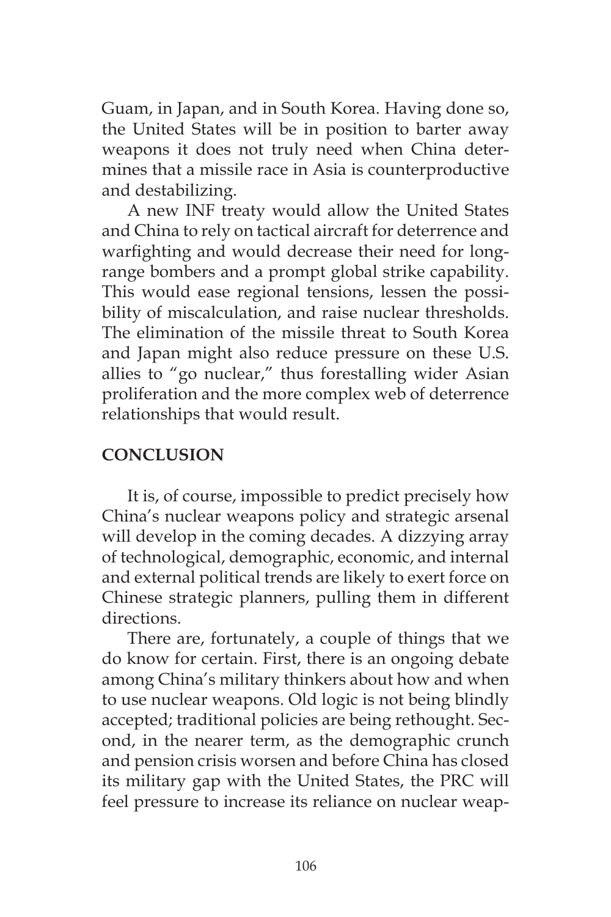Guam, in Japan, and in South Korea. Having done so, the United States will be in position to barter away weapons it does not truly need when China determines that a missile race in Asia is counterproductive and destabilizing.

A new INF treaty would allow the United States and China to rely on tactical aircraft for deterrence and warfighting and would decrease their need for long-range bombers and a prompt global strike capability. This would ease regional tensions, lessen the possibility of miscalculation, and raise nuclear thresholds. The elimination of the missile threat to South Korea and Japan might also reduce pressure on these U.S. allies to "go nuclear," thus forestalling wider Asian proliferation and the more complex web of deterrence relationships that would result.

## CONCLUSION

It is, of course, impossible to predict precisely how China's nuclear weapons policy and strategic arsenal will develop in the coming decades. A dizzying array of technological, demographic, economic, and internal and external political trends are likely to exert force on Chinese strategic planners, pulling them in different directions.

There are, fortunately, a couple of things that we do know for certain. First, there is an ongoing debate among China's military thinkers about how and when to use nuclear weapons. Old logic is not being blindly accepted; traditional policies are being rethought. Second, in the nearer term, as the demographic crunch and pension crisis worsen and before China has closed its military gap with the United States, the PRC will feel pressure to increase its reliance on nuclear weap-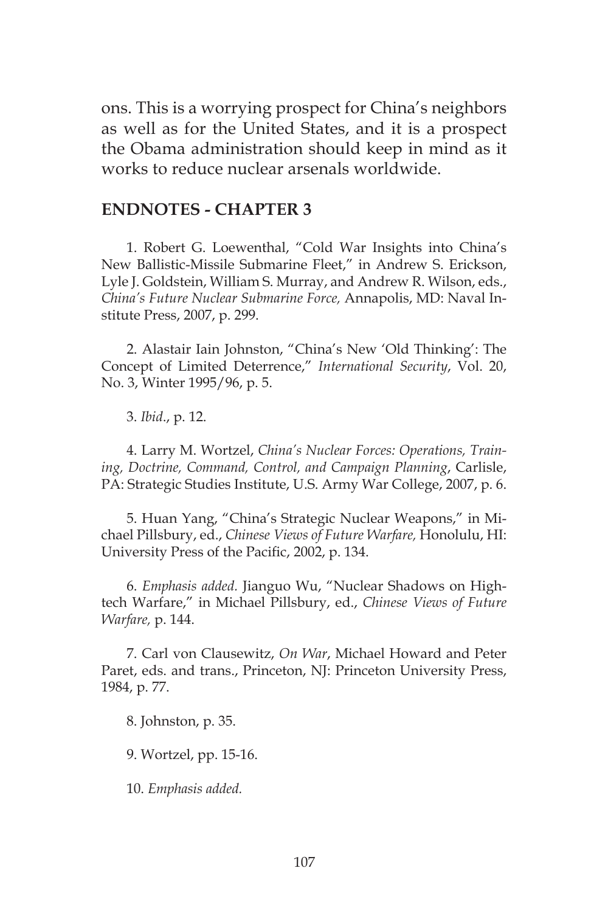ons. This is a worrying prospect for China's neighbors as well as for the United States, and it is a prospect the Obama administration should keep in mind as it works to reduce nuclear arsenals worldwide.

## ENDNOTES - CHAPTER 3

1. Robert G. Loewenthal, "Cold War Insights into China's New Ballistic-Missile Submarine Fleet," in Andrew S. Erickson, Lyle J. Goldstein, William S. Murray, and Andrew R. Wilson, eds., *China's Future Nuclear Submarine Force,* Annapolis, MD: Naval Institute Press, 2007, p. 299.

2. Alastair Iain Johnston, "China's New 'Old Thinking': The Concept of Limited Deterrence," *International Security*, Vol. 20, No. 3, Winter 1995/96, p. 5.

3. *Ibid*., p. 12.

4. Larry M. Wortzel, *China's Nuclear Forces: Operations, Training, Doctrine, Command, Control, and Campaign Planning*, Carlisle, PA: Strategic Studies Institute, U.S. Army War College, 2007, p. 6.

5. Huan Yang, "China's Strategic Nuclear Weapons," in Michael Pillsbury, ed., *Chinese Views of Future Warfare,* Honolulu, HI: University Press of the Pacific, 2002, p. 134.

6. *Emphasis added.* Jianguo Wu, "Nuclear Shadows on High-tech Warfare," in Michael Pillsbury, ed., *Chinese Views of Future Warfare,* p. 144.

7. Carl von Clausewitz, *On War*, Michael Howard and Peter Paret, eds. and trans., Princeton, NJ: Princeton University Press, 1984, p. 77.

8. Johnston, p. 35.

9. Wortzel, pp. 15-16.

10. *Emphasis added.*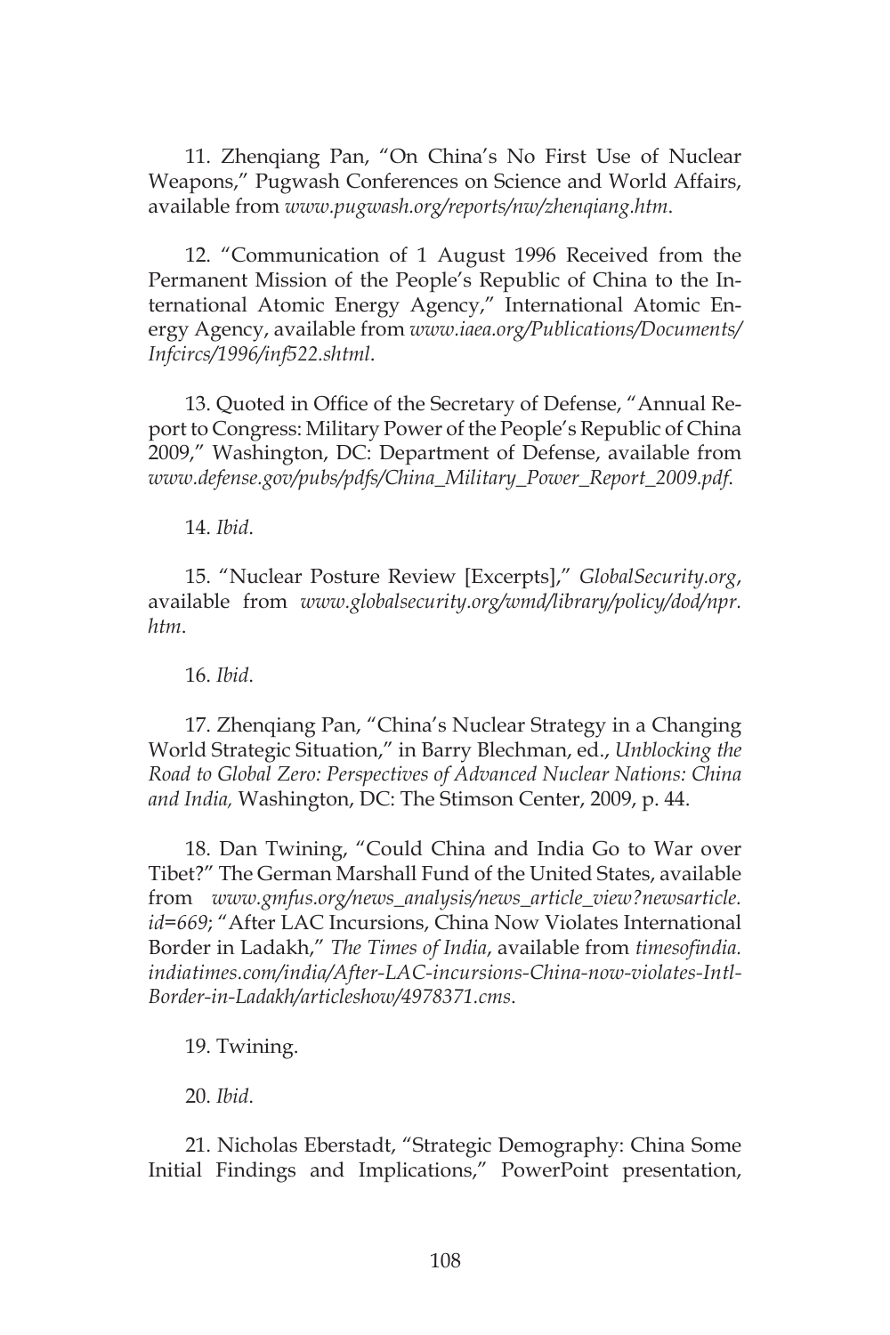11. Zhenqiang Pan, "On China's No First Use of Nuclear Weapons," Pugwash Conferences on Science and World Affairs, available from *www.pugwash.org/reports/nw/zhenqiang.htm*.

12. "Communication of 1 August 1996 Received from the Permanent Mission of the People's Republic of China to the International Atomic Energy Agency," International Atomic Energy Agency, available from *www.iaea.org/Publications/Documents/Infcircs/1996/inf522.shtml*.

13. Quoted in Office of the Secretary of Defense, "Annual Report to Congress: Military Power of the People's Republic of China 2009," Washington, DC: Department of Defense, available from *www.defense.gov/pubs/pdfs/China_Military_Power_Report_2009.pdf*.

14. *Ibid*.

15. "Nuclear Posture Review [Excerpts]," *GlobalSecurity.org*, available from *www.globalsecurity.org/wmd/library/policy/dod/npr.htm*.

16. *Ibid*.

17. Zhenqiang Pan, "China's Nuclear Strategy in a Changing World Strategic Situation," in Barry Blechman, ed., *Unblocking the Road to Global Zero: Perspectives of Advanced Nuclear Nations: China and India,* Washington, DC: The Stimson Center, 2009, p. 44.

18. Dan Twining, "Could China and India Go to War over Tibet?" The German Marshall Fund of the United States, available from *www.gmfus.org/news_analysis/news_article_view?newsarticle.id=669*; "After LAC Incursions, China Now Violates International Border in Ladakh," *The Times of India*, available from *timesofindia.indiatimes.com/india/After-LAC-incursions-China-now-violates-Intl-Border-in-Ladakh/articleshow/4978371.cms*.

19. Twining.

20. *Ibid*.

21. Nicholas Eberstadt, "Strategic Demography: China Some Initial Findings and Implications," PowerPoint presentation,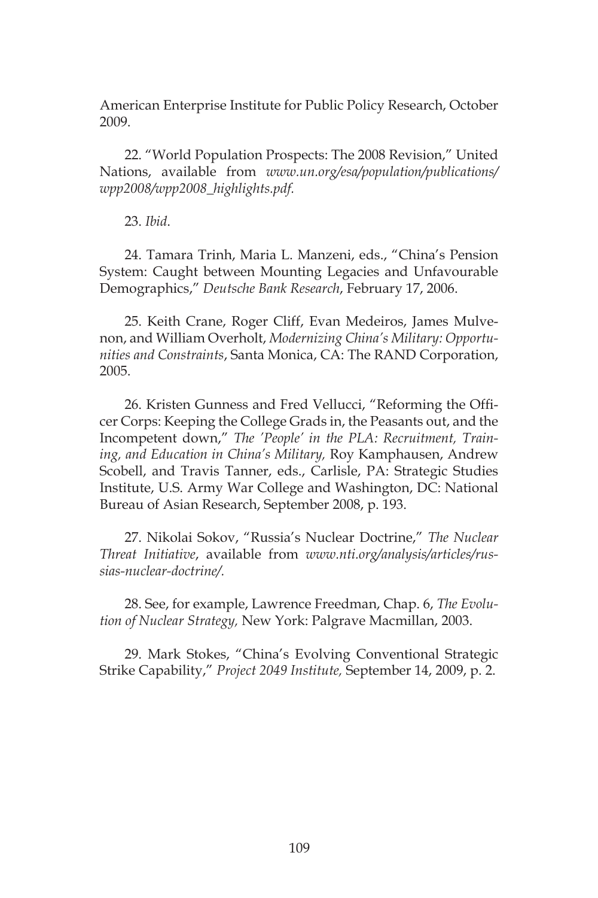American Enterprise Institute for Public Policy Research, October 2009.

22. "World Population Prospects: The 2008 Revision," United Nations, available from *www.un.org/esa/population/publications/wpp2008/wpp2008_highlights.pdf*.

23. *Ibid*.

24. Tamara Trinh, Maria L. Manzeni, eds., "China's Pension System: Caught between Mounting Legacies and Unfavourable Demographics," *Deutsche Bank Research*, February 17, 2006.

25. Keith Crane, Roger Cliff, Evan Medeiros, James Mulvenon, and William Overholt, *Modernizing China's Military: Opportunities and Constraints*, Santa Monica, CA: The RAND Corporation, 2005.

26. Kristen Gunness and Fred Vellucci, "Reforming the Officer Corps: Keeping the College Grads in, the Peasants out, and the Incompetent down," *The 'People' in the PLA: Recruitment, Training, and Education in China's Military,* Roy Kamphausen, Andrew Scobell, and Travis Tanner, eds., Carlisle, PA: Strategic Studies Institute, U.S. Army War College and Washington, DC: National Bureau of Asian Research, September 2008, p. 193.

27. Nikolai Sokov, "Russia's Nuclear Doctrine," *The Nuclear Threat Initiative*, available from *www.nti.org/analysis/articles/russias-nuclear-doctrine/.*

28. See, for example, Lawrence Freedman, Chap. 6, *The Evolution of Nuclear Strategy,* New York: Palgrave Macmillan, 2003.

29. Mark Stokes, "China's Evolving Conventional Strategic Strike Capability," *Project 2049 Institute,* September 14, 2009, p. 2.